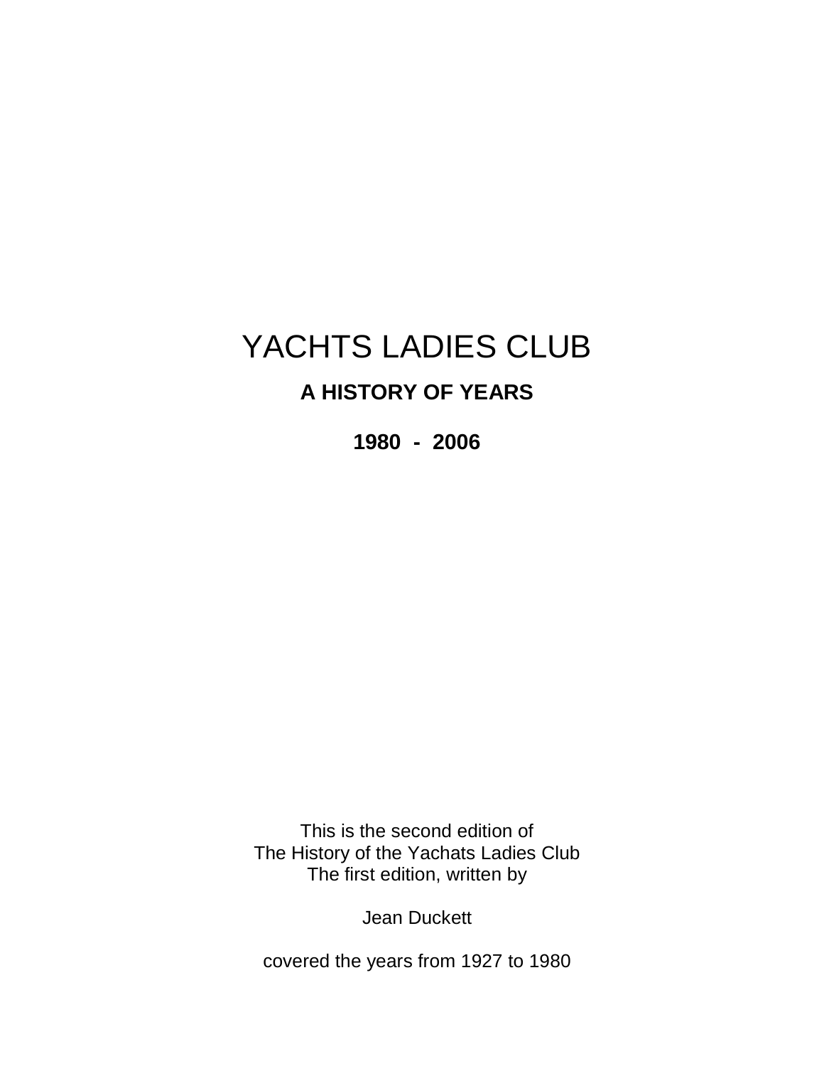# YACHTS LADIES CLUB

## A HISTORY OF YEARS

## 1980 - 2006

This is the second edition of
The History of the Yachats Ladies Club
The first edition, written by

Jean Duckett

covered the years from 1927 to 1980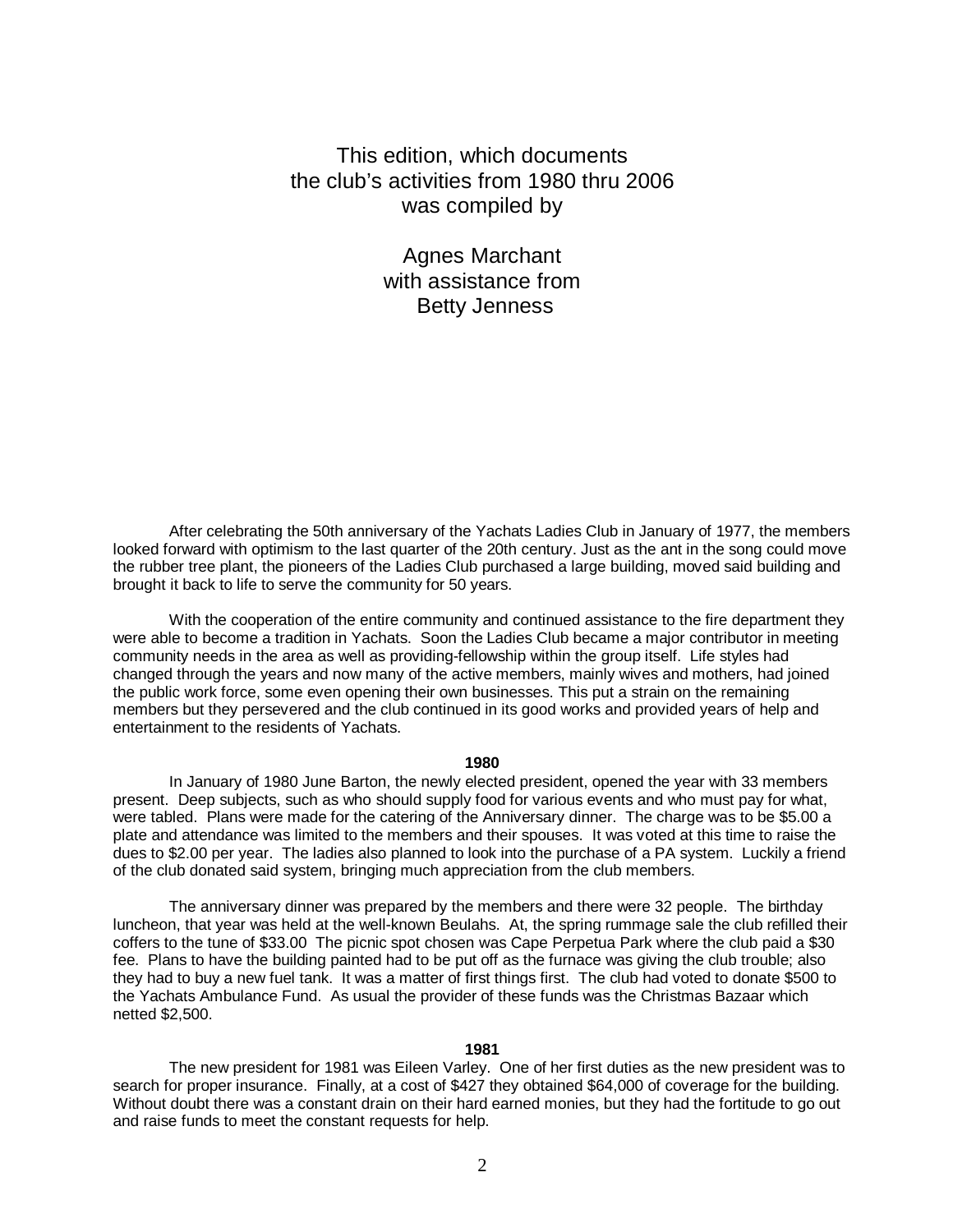This edition, which documents
the club's activities from 1980 thru 2006
was compiled by

Agnes Marchant
with assistance from
Betty Jenness

After celebrating the 50th anniversary of the Yachats Ladies Club in January of 1977, the members looked forward with optimism to the last quarter of the 20th century. Just as the ant in the song could move the rubber tree plant, the pioneers of the Ladies Club purchased a large building, moved said building and brought it back to life to serve the community for 50 years.

With the cooperation of the entire community and continued assistance to the fire department they were able to become a tradition in Yachats. Soon the Ladies Club became a major contributor in meeting community needs in the area as well as providing-fellowship within the group itself. Life styles had changed through the years and now many of the active members, mainly wives and mothers, had joined the public work force, some even opening their own businesses. This put a strain on the remaining members but they persevered and the club continued in its good works and provided years of help and entertainment to the residents of Yachats.

**1980**

In January of 1980 June Barton, the newly elected president, opened the year with 33 members present. Deep subjects, such as who should supply food for various events and who must pay for what, were tabled. Plans were made for the catering of the Anniversary dinner. The charge was to be $5.00 a plate and attendance was limited to the members and their spouses. It was voted at this time to raise the dues to $2.00 per year. The ladies also planned to look into the purchase of a PA system. Luckily a friend of the club donated said system, bringing much appreciation from the club members.

The anniversary dinner was prepared by the members and there were 32 people. The birthday luncheon, that year was held at the well-known Beulahs. At, the spring rummage sale the club refilled their coffers to the tune of $33.00 The picnic spot chosen was Cape Perpetua Park where the club paid a $30 fee. Plans to have the building painted had to be put off as the furnace was giving the club trouble; also they had to buy a new fuel tank. It was a matter of first things first. The club had voted to donate $500 to the Yachats Ambulance Fund. As usual the provider of these funds was the Christmas Bazaar which netted $2,500.

**1981**

The new president for 1981 was Eileen Varley. One of her first duties as the new president was to search for proper insurance. Finally, at a cost of $427 they obtained $64,000 of coverage for the building. Without doubt there was a constant drain on their hard earned monies, but they had the fortitude to go out and raise funds to meet the constant requests for help.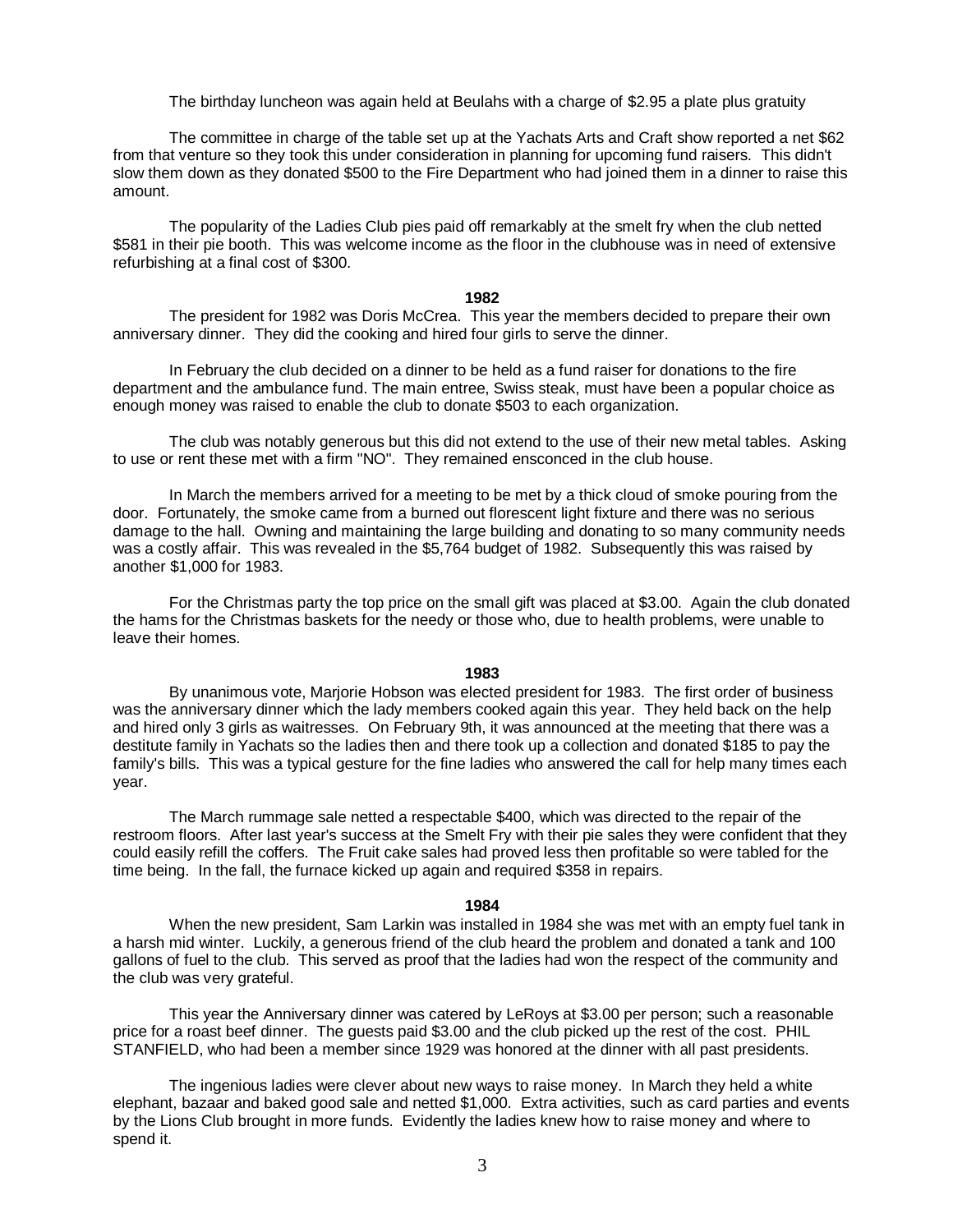The birthday luncheon was again held at Beulahs with a charge of $2.95 a plate plus gratuity

The committee in charge of the table set up at the Yachats Arts and Craft show reported a net $62 from that venture so they took this under consideration in planning for upcoming fund raisers. This didn't slow them down as they donated $500 to the Fire Department who had joined them in a dinner to raise this amount.

The popularity of the Ladies Club pies paid off remarkably at the smelt fry when the club netted $581 in their pie booth. This was welcome income as the floor in the clubhouse was in need of extensive refurbishing at a final cost of $300.

**1982**

The president for 1982 was Doris McCrea. This year the members decided to prepare their own anniversary dinner. They did the cooking and hired four girls to serve the dinner.

In February the club decided on a dinner to be held as a fund raiser for donations to the fire department and the ambulance fund. The main entree, Swiss steak, must have been a popular choice as enough money was raised to enable the club to donate $503 to each organization.

The club was notably generous but this did not extend to the use of their new metal tables. Asking to use or rent these met with a firm "NO". They remained ensconced in the club house.

In March the members arrived for a meeting to be met by a thick cloud of smoke pouring from the door. Fortunately, the smoke came from a burned out florescent light fixture and there was no serious damage to the hall. Owning and maintaining the large building and donating to so many community needs was a costly affair. This was revealed in the $5,764 budget of 1982. Subsequently this was raised by another $1,000 for 1983.

For the Christmas party the top price on the small gift was placed at $3.00. Again the club donated the hams for the Christmas baskets for the needy or those who, due to health problems, were unable to leave their homes.

**1983**

By unanimous vote, Marjorie Hobson was elected president for 1983. The first order of business was the anniversary dinner which the lady members cooked again this year. They held back on the help and hired only 3 girls as waitresses. On February 9th, it was announced at the meeting that there was a destitute family in Yachats so the ladies then and there took up a collection and donated $185 to pay the family's bills. This was a typical gesture for the fine ladies who answered the call for help many times each year.

The March rummage sale netted a respectable $400, which was directed to the repair of the restroom floors. After last year's success at the Smelt Fry with their pie sales they were confident that they could easily refill the coffers. The Fruit cake sales had proved less then profitable so were tabled for the time being. In the fall, the furnace kicked up again and required $358 in repairs.

**1984**

When the new president, Sam Larkin was installed in 1984 she was met with an empty fuel tank in a harsh mid winter. Luckily, a generous friend of the club heard the problem and donated a tank and 100 gallons of fuel to the club. This served as proof that the ladies had won the respect of the community and the club was very grateful.

This year the Anniversary dinner was catered by LeRoys at $3.00 per person; such a reasonable price for a roast beef dinner. The guests paid $3.00 and the club picked up the rest of the cost. PHIL STANFIELD, who had been a member since 1929 was honored at the dinner with all past presidents.

The ingenious ladies were clever about new ways to raise money. In March they held a white elephant, bazaar and baked good sale and netted $1,000. Extra activities, such as card parties and events by the Lions Club brought in more funds. Evidently the ladies knew how to raise money and where to spend it.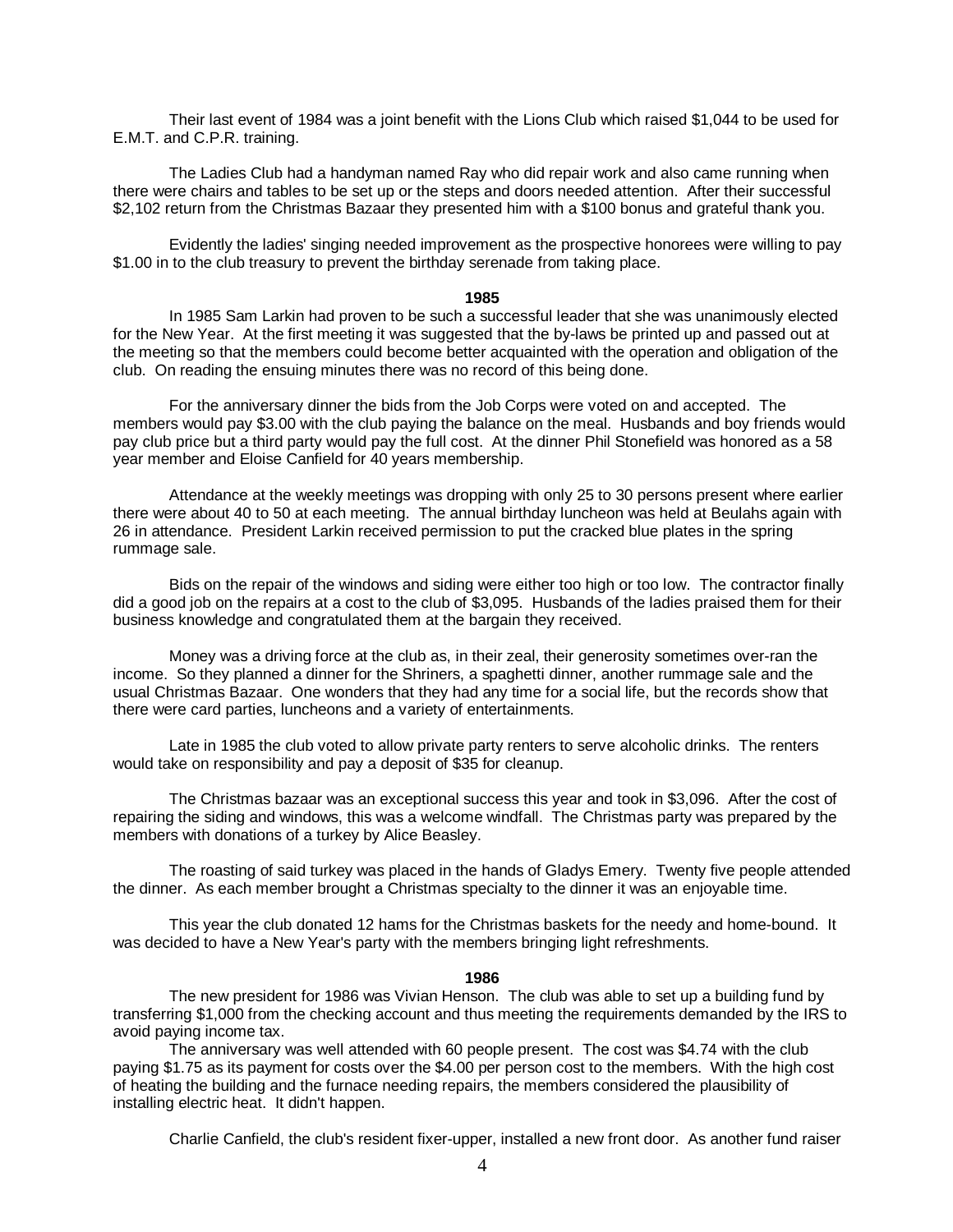Their last event of 1984 was a joint benefit with the Lions Club which raised $1,044 to be used for E.M.T. and C.P.R. training.

The Ladies Club had a handyman named Ray who did repair work and also came running when there were chairs and tables to be set up or the steps and doors needed attention. After their successful $2,102 return from the Christmas Bazaar they presented him with a $100 bonus and grateful thank you.

Evidently the ladies' singing needed improvement as the prospective honorees were willing to pay $1.00 in to the club treasury to prevent the birthday serenade from taking place.

**1985**

In 1985 Sam Larkin had proven to be such a successful leader that she was unanimously elected for the New Year. At the first meeting it was suggested that the by-laws be printed up and passed out at the meeting so that the members could become better acquainted with the operation and obligation of the club. On reading the ensuing minutes there was no record of this being done.

For the anniversary dinner the bids from the Job Corps were voted on and accepted. The members would pay $3.00 with the club paying the balance on the meal. Husbands and boy friends would pay club price but a third party would pay the full cost. At the dinner Phil Stonefield was honored as a 58 year member and Eloise Canfield for 40 years membership.

Attendance at the weekly meetings was dropping with only 25 to 30 persons present where earlier there were about 40 to 50 at each meeting. The annual birthday luncheon was held at Beulahs again with 26 in attendance. President Larkin received permission to put the cracked blue plates in the spring rummage sale.

Bids on the repair of the windows and siding were either too high or too low. The contractor finally did a good job on the repairs at a cost to the club of $3,095. Husbands of the ladies praised them for their business knowledge and congratulated them at the bargain they received.

Money was a driving force at the club as, in their zeal, their generosity sometimes over-ran the income. So they planned a dinner for the Shriners, a spaghetti dinner, another rummage sale and the usual Christmas Bazaar. One wonders that they had any time for a social life, but the records show that there were card parties, luncheons and a variety of entertainments.

Late in 1985 the club voted to allow private party renters to serve alcoholic drinks. The renters would take on responsibility and pay a deposit of $35 for cleanup.

The Christmas bazaar was an exceptional success this year and took in $3,096. After the cost of repairing the siding and windows, this was a welcome windfall. The Christmas party was prepared by the members with donations of a turkey by Alice Beasley.

The roasting of said turkey was placed in the hands of Gladys Emery. Twenty five people attended the dinner. As each member brought a Christmas specialty to the dinner it was an enjoyable time.

This year the club donated 12 hams for the Christmas baskets for the needy and home-bound. It was decided to have a New Year's party with the members bringing light refreshments.

**1986**

The new president for 1986 was Vivian Henson. The club was able to set up a building fund by transferring $1,000 from the checking account and thus meeting the requirements demanded by the IRS to avoid paying income tax.

The anniversary was well attended with 60 people present. The cost was $4.74 with the club paying $1.75 as its payment for costs over the $4.00 per person cost to the members. With the high cost of heating the building and the furnace needing repairs, the members considered the plausibility of installing electric heat. It didn't happen.

Charlie Canfield, the club's resident fixer-upper, installed a new front door. As another fund raiser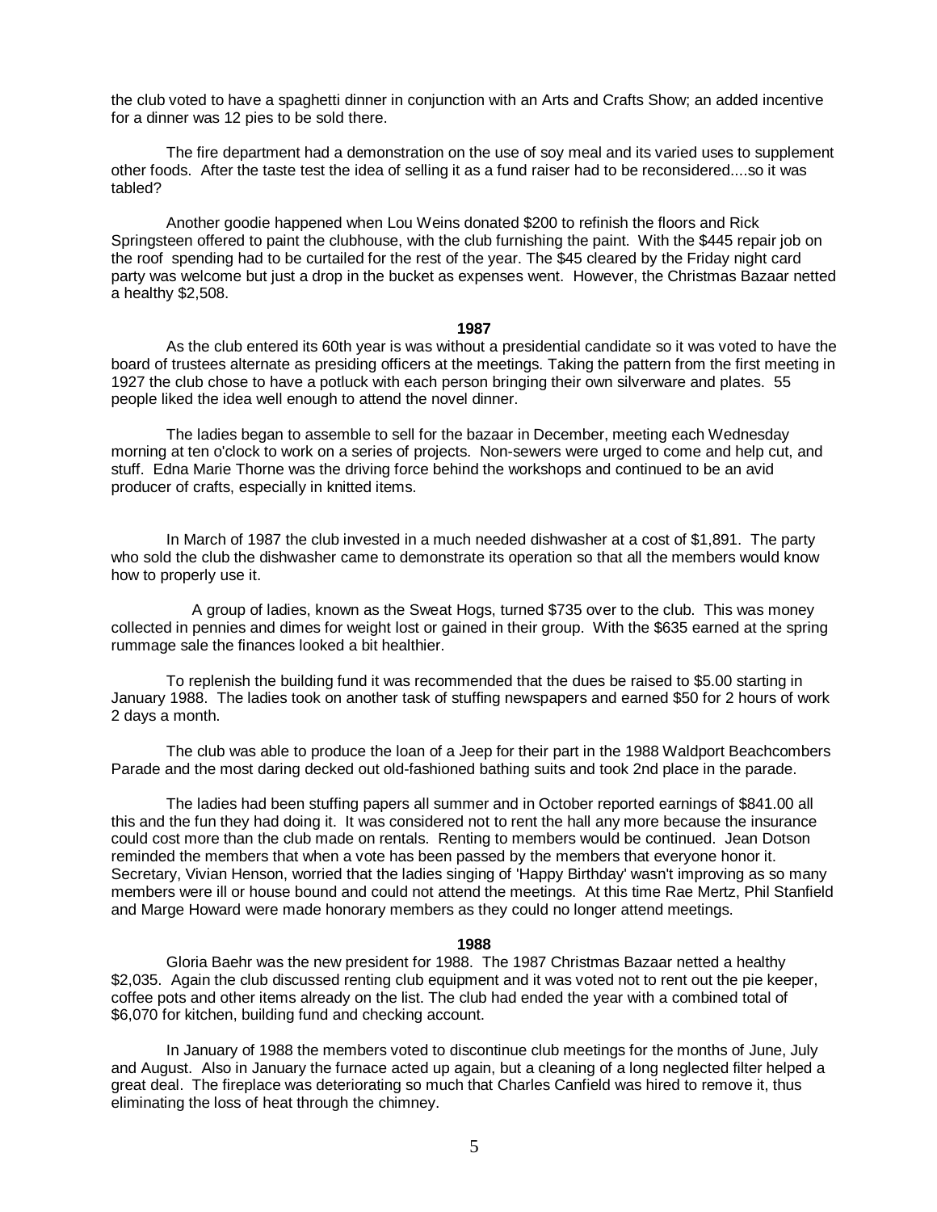the club voted to have a spaghetti dinner in conjunction with an Arts and Crafts Show; an added incentive for a dinner was 12 pies to be sold there.

The fire department had a demonstration on the use of soy meal and its varied uses to supplement other foods. After the taste test the idea of selling it as a fund raiser had to be reconsidered....so it was tabled?

Another goodie happened when Lou Weins donated $200 to refinish the floors and Rick Springsteen offered to paint the clubhouse, with the club furnishing the paint. With the $445 repair job on the roof spending had to be curtailed for the rest of the year. The $45 cleared by the Friday night card party was welcome but just a drop in the bucket as expenses went. However, the Christmas Bazaar netted a healthy $2,508.

**1987**

As the club entered its 60th year is was without a presidential candidate so it was voted to have the board of trustees alternate as presiding officers at the meetings. Taking the pattern from the first meeting in 1927 the club chose to have a potluck with each person bringing their own silverware and plates. 55 people liked the idea well enough to attend the novel dinner.

The ladies began to assemble to sell for the bazaar in December, meeting each Wednesday morning at ten o'clock to work on a series of projects. Non-sewers were urged to come and help cut, and stuff. Edna Marie Thorne was the driving force behind the workshops and continued to be an avid producer of crafts, especially in knitted items.

In March of 1987 the club invested in a much needed dishwasher at a cost of $1,891. The party who sold the club the dishwasher came to demonstrate its operation so that all the members would know how to properly use it.

A group of ladies, known as the Sweat Hogs, turned $735 over to the club. This was money collected in pennies and dimes for weight lost or gained in their group. With the $635 earned at the spring rummage sale the finances looked a bit healthier.

To replenish the building fund it was recommended that the dues be raised to $5.00 starting in January 1988. The ladies took on another task of stuffing newspapers and earned $50 for 2 hours of work 2 days a month.

The club was able to produce the loan of a Jeep for their part in the 1988 Waldport Beachcombers Parade and the most daring decked out old-fashioned bathing suits and took 2nd place in the parade.

The ladies had been stuffing papers all summer and in October reported earnings of $841.00 all this and the fun they had doing it. It was considered not to rent the hall any more because the insurance could cost more than the club made on rentals. Renting to members would be continued. Jean Dotson reminded the members that when a vote has been passed by the members that everyone honor it. Secretary, Vivian Henson, worried that the ladies singing of 'Happy Birthday' wasn't improving as so many members were ill or house bound and could not attend the meetings. At this time Rae Mertz, Phil Stanfield and Marge Howard were made honorary members as they could no longer attend meetings.

**1988**

Gloria Baehr was the new president for 1988. The 1987 Christmas Bazaar netted a healthy $2,035. Again the club discussed renting club equipment and it was voted not to rent out the pie keeper, coffee pots and other items already on the list. The club had ended the year with a combined total of $6,070 for kitchen, building fund and checking account.

In January of 1988 the members voted to discontinue club meetings for the months of June, July and August. Also in January the furnace acted up again, but a cleaning of a long neglected filter helped a great deal. The fireplace was deteriorating so much that Charles Canfield was hired to remove it, thus eliminating the loss of heat through the chimney.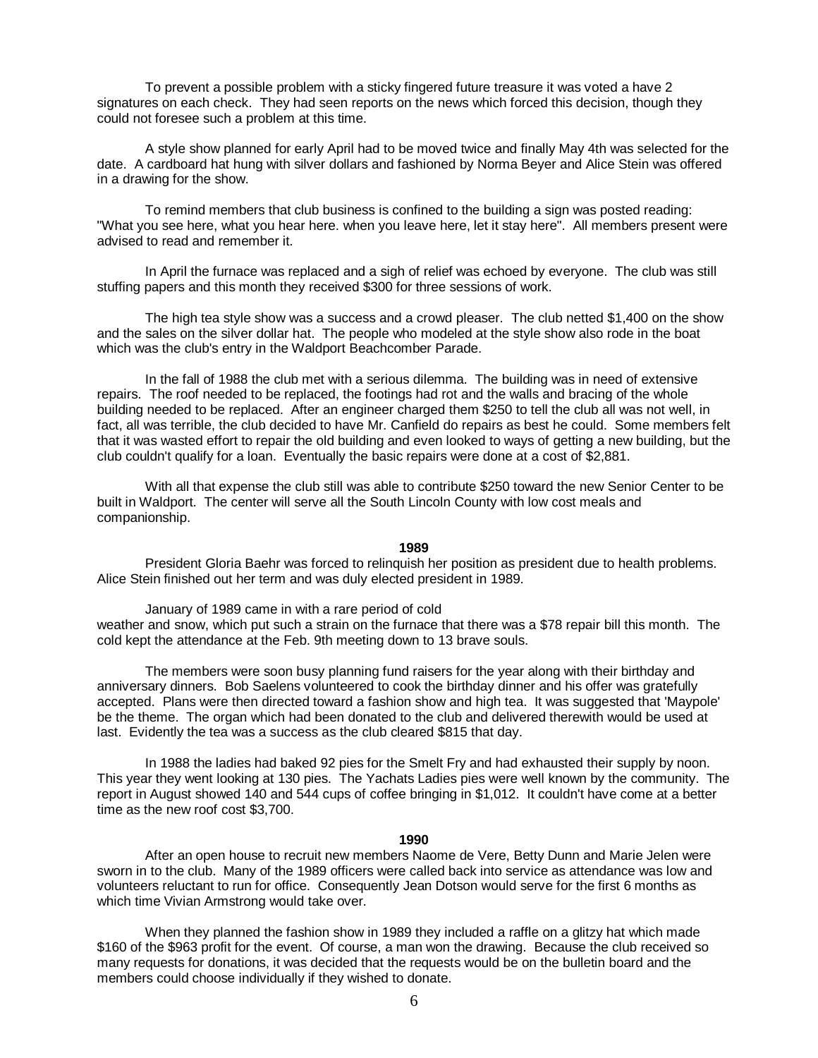To prevent a possible problem with a sticky fingered future treasure it was voted a have 2 signatures on each check. They had seen reports on the news which forced this decision, though they could not foresee such a problem at this time.

A style show planned for early April had to be moved twice and finally May 4th was selected for the date. A cardboard hat hung with silver dollars and fashioned by Norma Beyer and Alice Stein was offered in a drawing for the show.

To remind members that club business is confined to the building a sign was posted reading: "What you see here, what you hear here. when you leave here, let it stay here". All members present were advised to read and remember it.

In April the furnace was replaced and a sigh of relief was echoed by everyone. The club was still stuffing papers and this month they received $300 for three sessions of work.

The high tea style show was a success and a crowd pleaser. The club netted $1,400 on the show and the sales on the silver dollar hat. The people who modeled at the style show also rode in the boat which was the club's entry in the Waldport Beachcomber Parade.

In the fall of 1988 the club met with a serious dilemma. The building was in need of extensive repairs. The roof needed to be replaced, the footings had rot and the walls and bracing of the whole building needed to be replaced. After an engineer charged them $250 to tell the club all was not well, in fact, all was terrible, the club decided to have Mr. Canfield do repairs as best he could. Some members felt that it was wasted effort to repair the old building and even looked to ways of getting a new building, but the club couldn't qualify for a loan. Eventually the basic repairs were done at a cost of $2,881.

With all that expense the club still was able to contribute $250 toward the new Senior Center to be built in Waldport. The center will serve all the South Lincoln County with low cost meals and companionship.

**1989**

President Gloria Baehr was forced to relinquish her position as president due to health problems. Alice Stein finished out her term and was duly elected president in 1989.

January of 1989 came in with a rare period of cold weather and snow, which put such a strain on the furnace that there was a $78 repair bill this month. The cold kept the attendance at the Feb. 9th meeting down to 13 brave souls.

The members were soon busy planning fund raisers for the year along with their birthday and anniversary dinners. Bob Saelens volunteered to cook the birthday dinner and his offer was gratefully accepted. Plans were then directed toward a fashion show and high tea. It was suggested that 'Maypole' be the theme. The organ which had been donated to the club and delivered therewith would be used at last. Evidently the tea was a success as the club cleared $815 that day.

In 1988 the ladies had baked 92 pies for the Smelt Fry and had exhausted their supply by noon. This year they went looking at 130 pies. The Yachats Ladies pies were well known by the community. The report in August showed 140 and 544 cups of coffee bringing in $1,012. It couldn't have come at a better time as the new roof cost $3,700.

**1990**

After an open house to recruit new members Naome de Vere, Betty Dunn and Marie Jelen were sworn in to the club. Many of the 1989 officers were called back into service as attendance was low and volunteers reluctant to run for office. Consequently Jean Dotson would serve for the first 6 months as which time Vivian Armstrong would take over.

When they planned the fashion show in 1989 they included a raffle on a glitzy hat which made $160 of the $963 profit for the event. Of course, a man won the drawing. Because the club received so many requests for donations, it was decided that the requests would be on the bulletin board and the members could choose individually if they wished to donate.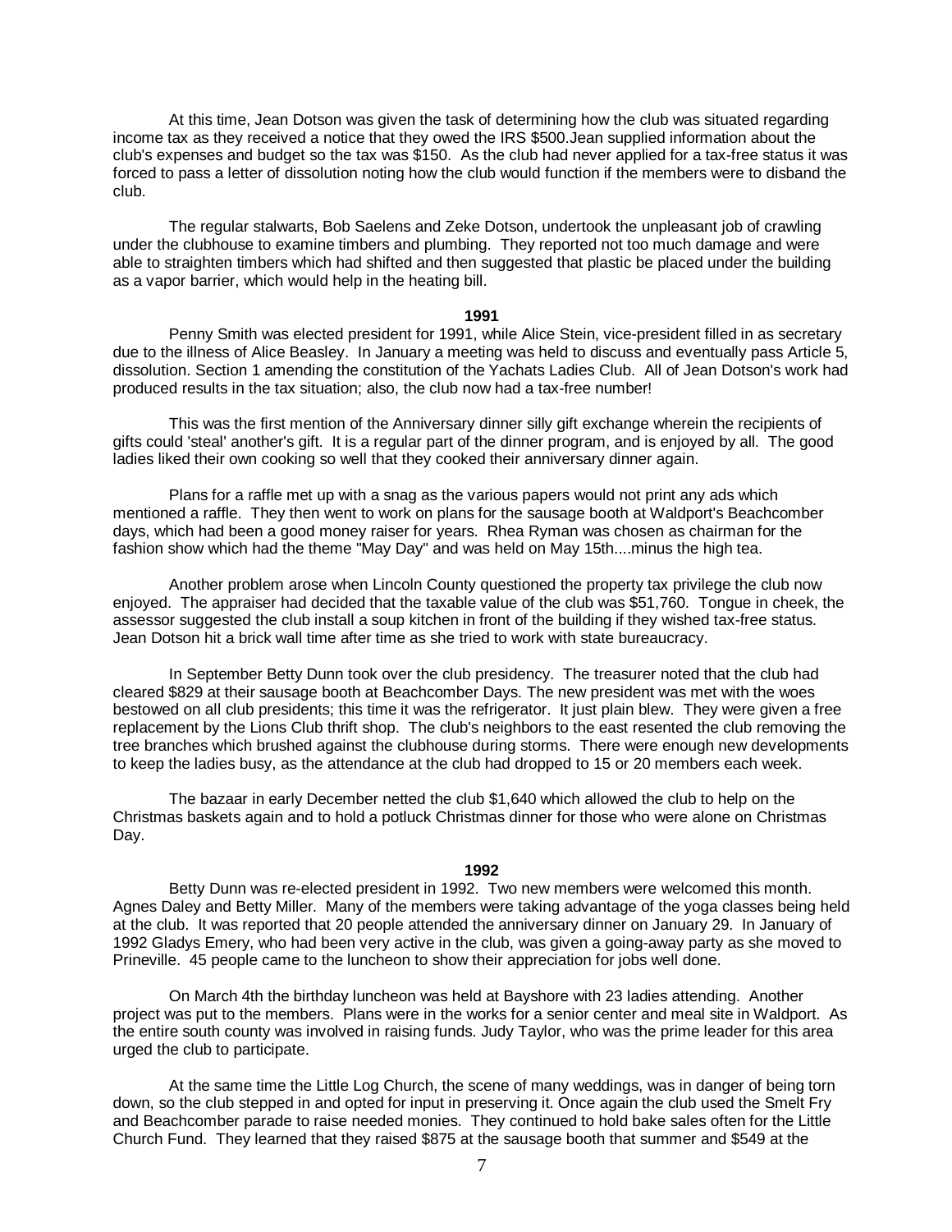At this time, Jean Dotson was given the task of determining how the club was situated regarding income tax as they received a notice that they owed the IRS $500.Jean supplied information about the club's expenses and budget so the tax was $150. As the club had never applied for a tax-free status it was forced to pass a letter of dissolution noting how the club would function if the members were to disband the club.

The regular stalwarts, Bob Saelens and Zeke Dotson, undertook the unpleasant job of crawling under the clubhouse to examine timbers and plumbing. They reported not too much damage and were able to straighten timbers which had shifted and then suggested that plastic be placed under the building as a vapor barrier, which would help in the heating bill.

**1991**

Penny Smith was elected president for 1991, while Alice Stein, vice-president filled in as secretary due to the illness of Alice Beasley. In January a meeting was held to discuss and eventually pass Article 5, dissolution. Section 1 amending the constitution of the Yachats Ladies Club. All of Jean Dotson's work had produced results in the tax situation; also, the club now had a tax-free number!

This was the first mention of the Anniversary dinner silly gift exchange wherein the recipients of gifts could 'steal' another's gift. It is a regular part of the dinner program, and is enjoyed by all. The good ladies liked their own cooking so well that they cooked their anniversary dinner again.

Plans for a raffle met up with a snag as the various papers would not print any ads which mentioned a raffle. They then went to work on plans for the sausage booth at Waldport's Beachcomber days, which had been a good money raiser for years. Rhea Ryman was chosen as chairman for the fashion show which had the theme "May Day" and was held on May 15th....minus the high tea.

Another problem arose when Lincoln County questioned the property tax privilege the club now enjoyed. The appraiser had decided that the taxable value of the club was $51,760. Tongue in cheek, the assessor suggested the club install a soup kitchen in front of the building if they wished tax-free status. Jean Dotson hit a brick wall time after time as she tried to work with state bureaucracy.

In September Betty Dunn took over the club presidency. The treasurer noted that the club had cleared $829 at their sausage booth at Beachcomber Days. The new president was met with the woes bestowed on all club presidents; this time it was the refrigerator. It just plain blew. They were given a free replacement by the Lions Club thrift shop. The club's neighbors to the east resented the club removing the tree branches which brushed against the clubhouse during storms. There were enough new developments to keep the ladies busy, as the attendance at the club had dropped to 15 or 20 members each week.

The bazaar in early December netted the club $1,640 which allowed the club to help on the Christmas baskets again and to hold a potluck Christmas dinner for those who were alone on Christmas Day.

**1992**

Betty Dunn was re-elected president in 1992. Two new members were welcomed this month. Agnes Daley and Betty Miller. Many of the members were taking advantage of the yoga classes being held at the club. It was reported that 20 people attended the anniversary dinner on January 29. In January of 1992 Gladys Emery, who had been very active in the club, was given a going-away party as she moved to Prineville. 45 people came to the luncheon to show their appreciation for jobs well done.

On March 4th the birthday luncheon was held at Bayshore with 23 ladies attending. Another project was put to the members. Plans were in the works for a senior center and meal site in Waldport. As the entire south county was involved in raising funds. Judy Taylor, who was the prime leader for this area urged the club to participate.

At the same time the Little Log Church, the scene of many weddings, was in danger of being torn down, so the club stepped in and opted for input in preserving it. Once again the club used the Smelt Fry and Beachcomber parade to raise needed monies. They continued to hold bake sales often for the Little Church Fund. They learned that they raised $875 at the sausage booth that summer and $549 at the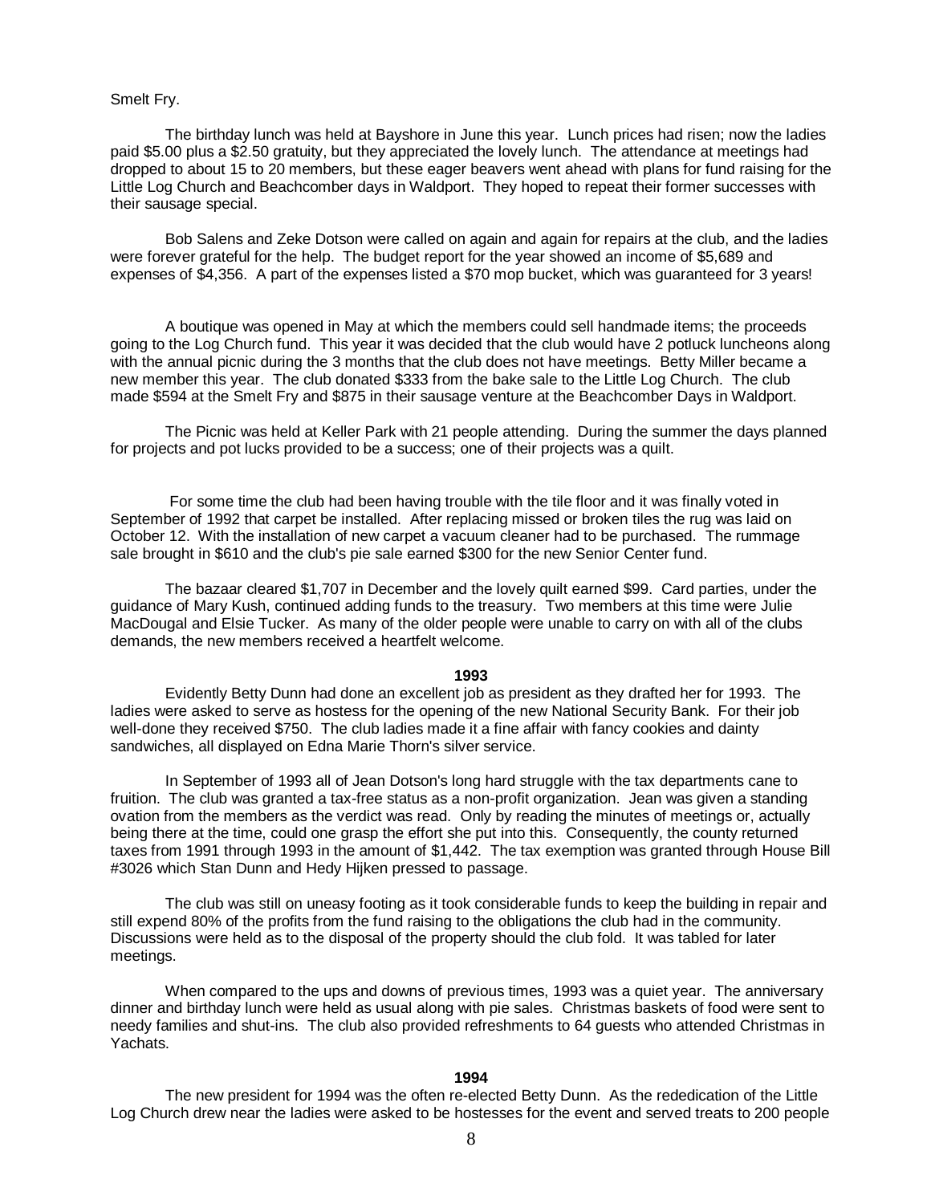Smelt Fry.

The birthday lunch was held at Bayshore in June this year. Lunch prices had risen; now the ladies paid $5.00 plus a $2.50 gratuity, but they appreciated the lovely lunch. The attendance at meetings had dropped to about 15 to 20 members, but these eager beavers went ahead with plans for fund raising for the Little Log Church and Beachcomber days in Waldport. They hoped to repeat their former successes with their sausage special.

Bob Salens and Zeke Dotson were called on again and again for repairs at the club, and the ladies were forever grateful for the help. The budget report for the year showed an income of $5,689 and expenses of $4,356. A part of the expenses listed a $70 mop bucket, which was guaranteed for 3 years!

A boutique was opened in May at which the members could sell handmade items; the proceeds going to the Log Church fund. This year it was decided that the club would have 2 potluck luncheons along with the annual picnic during the 3 months that the club does not have meetings. Betty Miller became a new member this year. The club donated $333 from the bake sale to the Little Log Church. The club made $594 at the Smelt Fry and $875 in their sausage venture at the Beachcomber Days in Waldport.

The Picnic was held at Keller Park with 21 people attending. During the summer the days planned for projects and pot lucks provided to be a success; one of their projects was a quilt.

For some time the club had been having trouble with the tile floor and it was finally voted in September of 1992 that carpet be installed. After replacing missed or broken tiles the rug was laid on October 12. With the installation of new carpet a vacuum cleaner had to be purchased. The rummage sale brought in $610 and the club's pie sale earned $300 for the new Senior Center fund.

The bazaar cleared $1,707 in December and the lovely quilt earned $99. Card parties, under the guidance of Mary Kush, continued adding funds to the treasury. Two members at this time were Julie MacDougal and Elsie Tucker. As many of the older people were unable to carry on with all of the clubs demands, the new members received a heartfelt welcome.

**1993**

Evidently Betty Dunn had done an excellent job as president as they drafted her for 1993. The ladies were asked to serve as hostess for the opening of the new National Security Bank. For their job well-done they received $750. The club ladies made it a fine affair with fancy cookies and dainty sandwiches, all displayed on Edna Marie Thorn's silver service.

In September of 1993 all of Jean Dotson's long hard struggle with the tax departments cane to fruition. The club was granted a tax-free status as a non-profit organization. Jean was given a standing ovation from the members as the verdict was read. Only by reading the minutes of meetings or, actually being there at the time, could one grasp the effort she put into this. Consequently, the county returned taxes from 1991 through 1993 in the amount of $1,442. The tax exemption was granted through House Bill #3026 which Stan Dunn and Hedy Hijken pressed to passage.

The club was still on uneasy footing as it took considerable funds to keep the building in repair and still expend 80% of the profits from the fund raising to the obligations the club had in the community. Discussions were held as to the disposal of the property should the club fold. It was tabled for later meetings.

When compared to the ups and downs of previous times, 1993 was a quiet year. The anniversary dinner and birthday lunch were held as usual along with pie sales. Christmas baskets of food were sent to needy families and shut-ins. The club also provided refreshments to 64 guests who attended Christmas in Yachats.

**1994**

The new president for 1994 was the often re-elected Betty Dunn. As the rededication of the Little Log Church drew near the ladies were asked to be hostesses for the event and served treats to 200 people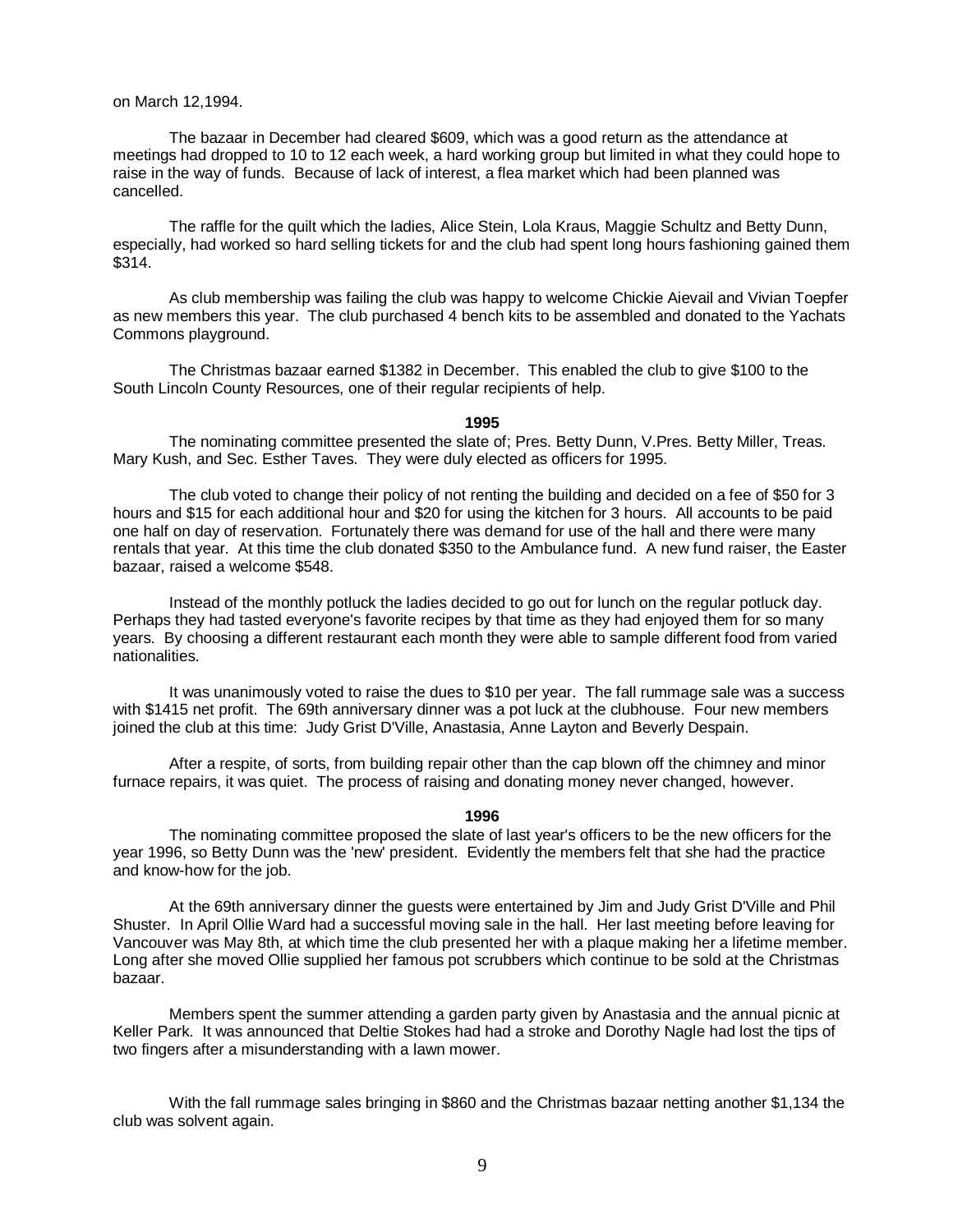on March 12,1994.

The bazaar in December had cleared $609, which was a good return as the attendance at meetings had dropped to 10 to 12 each week, a hard working group but limited in what they could hope to raise in the way of funds. Because of lack of interest, a flea market which had been planned was cancelled.

The raffle for the quilt which the ladies, Alice Stein, Lola Kraus, Maggie Schultz and Betty Dunn, especially, had worked so hard selling tickets for and the club had spent long hours fashioning gained them $314.

As club membership was failing the club was happy to welcome Chickie Aievail and Vivian Toepfer as new members this year. The club purchased 4 bench kits to be assembled and donated to the Yachats Commons playground.

The Christmas bazaar earned $1382 in December. This enabled the club to give $100 to the South Lincoln County Resources, one of their regular recipients of help.

**1995**

The nominating committee presented the slate of; Pres. Betty Dunn, V.Pres. Betty Miller, Treas. Mary Kush, and Sec. Esther Taves. They were duly elected as officers for 1995.

The club voted to change their policy of not renting the building and decided on a fee of $50 for 3 hours and $15 for each additional hour and $20 for using the kitchen for 3 hours. All accounts to be paid one half on day of reservation. Fortunately there was demand for use of the hall and there were many rentals that year. At this time the club donated $350 to the Ambulance fund. A new fund raiser, the Easter bazaar, raised a welcome $548.

Instead of the monthly potluck the ladies decided to go out for lunch on the regular potluck day. Perhaps they had tasted everyone's favorite recipes by that time as they had enjoyed them for so many years. By choosing a different restaurant each month they were able to sample different food from varied nationalities.

It was unanimously voted to raise the dues to $10 per year. The fall rummage sale was a success with $1415 net profit. The 69th anniversary dinner was a pot luck at the clubhouse. Four new members joined the club at this time: Judy Grist D'Ville, Anastasia, Anne Layton and Beverly Despain.

After a respite, of sorts, from building repair other than the cap blown off the chimney and minor furnace repairs, it was quiet. The process of raising and donating money never changed, however.

**1996**

The nominating committee proposed the slate of last year's officers to be the new officers for the year 1996, so Betty Dunn was the 'new' president. Evidently the members felt that she had the practice and know-how for the job.

At the 69th anniversary dinner the guests were entertained by Jim and Judy Grist D'Ville and Phil Shuster. In April Ollie Ward had a successful moving sale in the hall. Her last meeting before leaving for Vancouver was May 8th, at which time the club presented her with a plaque making her a lifetime member. Long after she moved Ollie supplied her famous pot scrubbers which continue to be sold at the Christmas bazaar.

Members spent the summer attending a garden party given by Anastasia and the annual picnic at Keller Park. It was announced that Deltie Stokes had had a stroke and Dorothy Nagle had lost the tips of two fingers after a misunderstanding with a lawn mower.

With the fall rummage sales bringing in $860 and the Christmas bazaar netting another $1,134 the club was solvent again.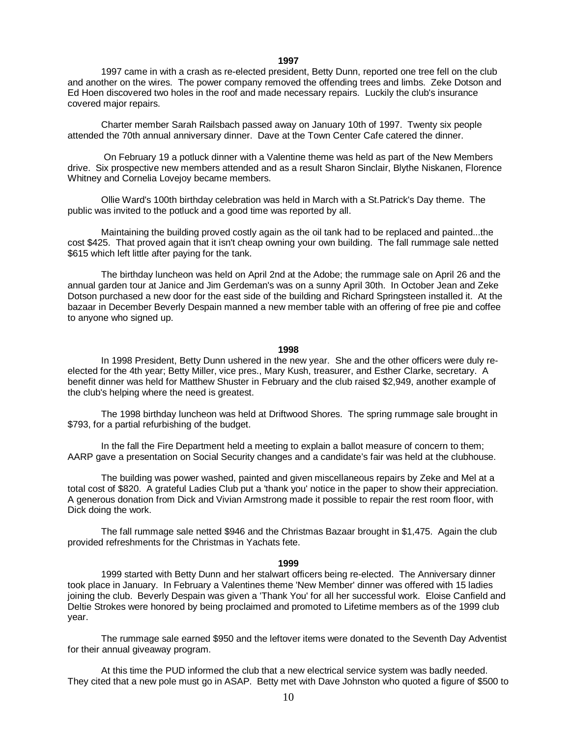## 1997

1997 came in with a crash as re-elected president, Betty Dunn, reported one tree fell on the club and another on the wires. The power company removed the offending trees and limbs. Zeke Dotson and Ed Hoen discovered two holes in the roof and made necessary repairs. Luckily the club's insurance covered major repairs.

Charter member Sarah Railsbach passed away on January 10th of 1997. Twenty six people attended the 70th annual anniversary dinner. Dave at the Town Center Cafe catered the dinner.

On February 19 a potluck dinner with a Valentine theme was held as part of the New Members drive. Six prospective new members attended and as a result Sharon Sinclair, Blythe Niskanen, Florence Whitney and Cornelia Lovejoy became members.

Ollie Ward's 100th birthday celebration was held in March with a St.Patrick's Day theme. The public was invited to the potluck and a good time was reported by all.

Maintaining the building proved costly again as the oil tank had to be replaced and painted...the cost $425. That proved again that it isn't cheap owning your own building. The fall rummage sale netted $615 which left little after paying for the tank.

The birthday luncheon was held on April 2nd at the Adobe; the rummage sale on April 26 and the annual garden tour at Janice and Jim Gerdeman's was on a sunny April 30th. In October Jean and Zeke Dotson purchased a new door for the east side of the building and Richard Springsteen installed it. At the bazaar in December Beverly Despain manned a new member table with an offering of free pie and coffee to anyone who signed up.

## 1998

In 1998 President, Betty Dunn ushered in the new year. She and the other officers were duly re-elected for the 4th year; Betty Miller, vice pres., Mary Kush, treasurer, and Esther Clarke, secretary. A benefit dinner was held for Matthew Shuster in February and the club raised $2,949, another example of the club's helping where the need is greatest.

The 1998 birthday luncheon was held at Driftwood Shores. The spring rummage sale brought in $793, for a partial refurbishing of the budget.

In the fall the Fire Department held a meeting to explain a ballot measure of concern to them; AARP gave a presentation on Social Security changes and a candidate's fair was held at the clubhouse.

The building was power washed, painted and given miscellaneous repairs by Zeke and Mel at a total cost of $820. A grateful Ladies Club put a 'thank you' notice in the paper to show their appreciation. A generous donation from Dick and Vivian Armstrong made it possible to repair the rest room floor, with Dick doing the work.

The fall rummage sale netted $946 and the Christmas Bazaar brought in $1,475. Again the club provided refreshments for the Christmas in Yachats fete.

## 1999

1999 started with Betty Dunn and her stalwart officers being re-elected. The Anniversary dinner took place in January. In February a Valentines theme 'New Member' dinner was offered with 15 ladies joining the club. Beverly Despain was given a 'Thank You' for all her successful work. Eloise Canfield and Deltie Strokes were honored by being proclaimed and promoted to Lifetime members as of the 1999 club year.

The rummage sale earned $950 and the leftover items were donated to the Seventh Day Adventist for their annual giveaway program.

At this time the PUD informed the club that a new electrical service system was badly needed. They cited that a new pole must go in ASAP. Betty met with Dave Johnston who quoted a figure of $500 to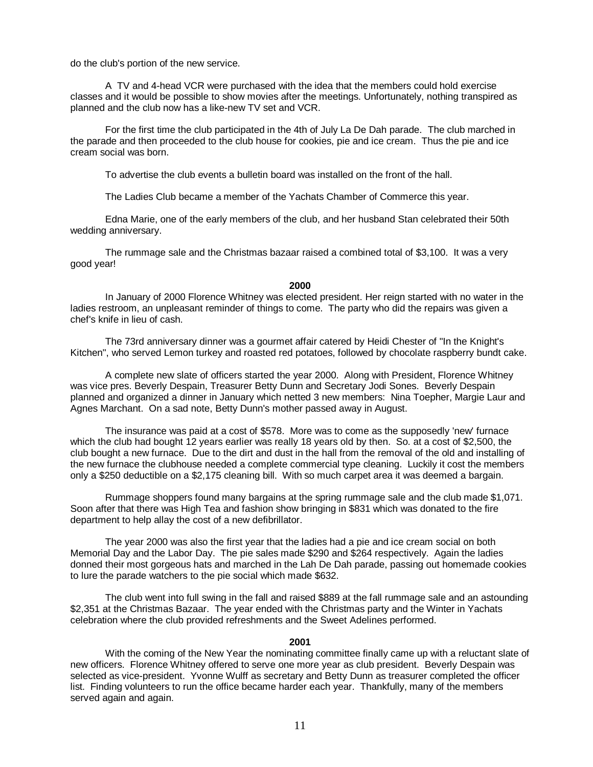do the club's portion of the new service.

A TV and 4-head VCR were purchased with the idea that the members could hold exercise classes and it would be possible to show movies after the meetings. Unfortunately, nothing transpired as planned and the club now has a like-new TV set and VCR.

For the first time the club participated in the 4th of July La De Dah parade. The club marched in the parade and then proceeded to the club house for cookies, pie and ice cream. Thus the pie and ice cream social was born.

To advertise the club events a bulletin board was installed on the front of the hall.

The Ladies Club became a member of the Yachats Chamber of Commerce this year.

Edna Marie, one of the early members of the club, and her husband Stan celebrated their 50th wedding anniversary.

The rummage sale and the Christmas bazaar raised a combined total of $3,100. It was a very good year!

**2000**

In January of 2000 Florence Whitney was elected president. Her reign started with no water in the ladies restroom, an unpleasant reminder of things to come. The party who did the repairs was given a chef's knife in lieu of cash.

The 73rd anniversary dinner was a gourmet affair catered by Heidi Chester of "In the Knight's Kitchen", who served Lemon turkey and roasted red potatoes, followed by chocolate raspberry bundt cake.

A complete new slate of officers started the year 2000. Along with President, Florence Whitney was vice pres. Beverly Despain, Treasurer Betty Dunn and Secretary Jodi Sones. Beverly Despain planned and organized a dinner in January which netted 3 new members: Nina Toepher, Margie Laur and Agnes Marchant. On a sad note, Betty Dunn's mother passed away in August.

The insurance was paid at a cost of $578. More was to come as the supposedly 'new' furnace which the club had bought 12 years earlier was really 18 years old by then. So. at a cost of $2,500, the club bought a new furnace. Due to the dirt and dust in the hall from the removal of the old and installing of the new furnace the clubhouse needed a complete commercial type cleaning. Luckily it cost the members only a $250 deductible on a $2,175 cleaning bill. With so much carpet area it was deemed a bargain.

Rummage shoppers found many bargains at the spring rummage sale and the club made $1,071. Soon after that there was High Tea and fashion show bringing in $831 which was donated to the fire department to help allay the cost of a new defibrillator.

The year 2000 was also the first year that the ladies had a pie and ice cream social on both Memorial Day and the Labor Day. The pie sales made $290 and $264 respectively. Again the ladies donned their most gorgeous hats and marched in the Lah De Dah parade, passing out homemade cookies to lure the parade watchers to the pie social which made $632.

The club went into full swing in the fall and raised $889 at the fall rummage sale and an astounding $2,351 at the Christmas Bazaar. The year ended with the Christmas party and the Winter in Yachats celebration where the club provided refreshments and the Sweet Adelines performed.

**2001**

With the coming of the New Year the nominating committee finally came up with a reluctant slate of new officers. Florence Whitney offered to serve one more year as club president. Beverly Despain was selected as vice-president. Yvonne Wulff as secretary and Betty Dunn as treasurer completed the officer list. Finding volunteers to run the office became harder each year. Thankfully, many of the members served again and again.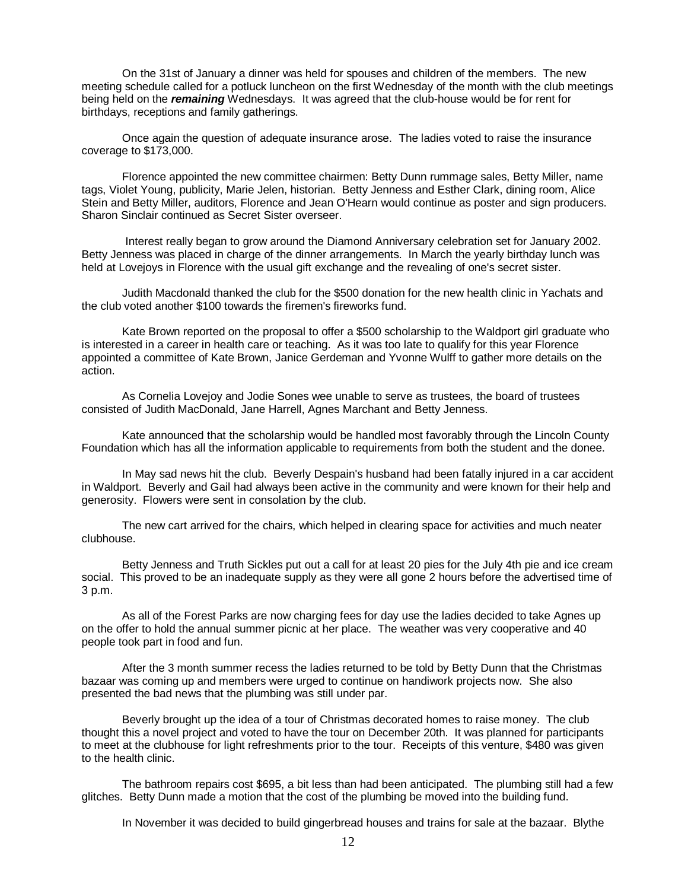On the 31st of January a dinner was held for spouses and children of the members. The new meeting schedule called for a potluck luncheon on the first Wednesday of the month with the club meetings being held on the ***remaining*** Wednesdays. It was agreed that the club-house would be for rent for birthdays, receptions and family gatherings.

Once again the question of adequate insurance arose. The ladies voted to raise the insurance coverage to $173,000.

Florence appointed the new committee chairmen: Betty Dunn rummage sales, Betty Miller, name tags, Violet Young, publicity, Marie Jelen, historian. Betty Jenness and Esther Clark, dining room, Alice Stein and Betty Miller, auditors, Florence and Jean O'Hearn would continue as poster and sign producers. Sharon Sinclair continued as Secret Sister overseer.

Interest really began to grow around the Diamond Anniversary celebration set for January 2002. Betty Jenness was placed in charge of the dinner arrangements. In March the yearly birthday lunch was held at Lovejoys in Florence with the usual gift exchange and the revealing of one's secret sister.

Judith Macdonald thanked the club for the $500 donation for the new health clinic in Yachats and the club voted another $100 towards the firemen's fireworks fund.

Kate Brown reported on the proposal to offer a $500 scholarship to the Waldport girl graduate who is interested in a career in health care or teaching. As it was too late to qualify for this year Florence appointed a committee of Kate Brown, Janice Gerdeman and Yvonne Wulff to gather more details on the action.

As Cornelia Lovejoy and Jodie Sones wee unable to serve as trustees, the board of trustees consisted of Judith MacDonald, Jane Harrell, Agnes Marchant and Betty Jenness.

Kate announced that the scholarship would be handled most favorably through the Lincoln County Foundation which has all the information applicable to requirements from both the student and the donee.

In May sad news hit the club. Beverly Despain's husband had been fatally injured in a car accident in Waldport. Beverly and Gail had always been active in the community and were known for their help and generosity. Flowers were sent in consolation by the club.

The new cart arrived for the chairs, which helped in clearing space for activities and much neater clubhouse.

Betty Jenness and Truth Sickles put out a call for at least 20 pies for the July 4th pie and ice cream social. This proved to be an inadequate supply as they were all gone 2 hours before the advertised time of 3 p.m.

As all of the Forest Parks are now charging fees for day use the ladies decided to take Agnes up on the offer to hold the annual summer picnic at her place. The weather was very cooperative and 40 people took part in food and fun.

After the 3 month summer recess the ladies returned to be told by Betty Dunn that the Christmas bazaar was coming up and members were urged to continue on handiwork projects now. She also presented the bad news that the plumbing was still under par.

Beverly brought up the idea of a tour of Christmas decorated homes to raise money. The club thought this a novel project and voted to have the tour on December 20th. It was planned for participants to meet at the clubhouse for light refreshments prior to the tour. Receipts of this venture, $480 was given to the health clinic.

The bathroom repairs cost $695, a bit less than had been anticipated. The plumbing still had a few glitches. Betty Dunn made a motion that the cost of the plumbing be moved into the building fund.

In November it was decided to build gingerbread houses and trains for sale at the bazaar. Blythe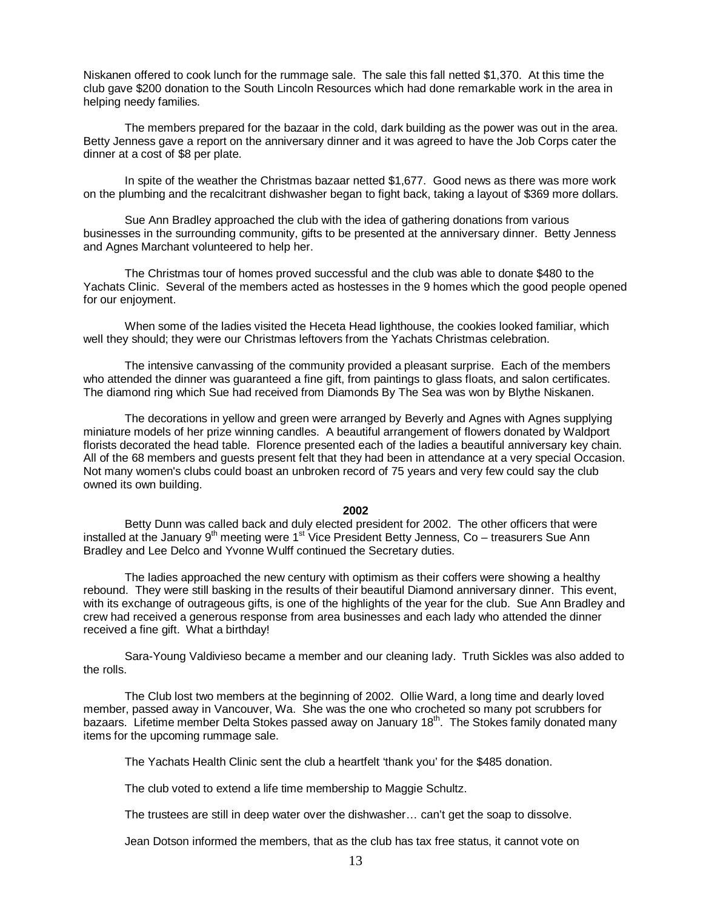Niskanen offered to cook lunch for the rummage sale. The sale this fall netted $1,370. At this time the club gave $200 donation to the South Lincoln Resources which had done remarkable work in the area in helping needy families.

The members prepared for the bazaar in the cold, dark building as the power was out in the area. Betty Jenness gave a report on the anniversary dinner and it was agreed to have the Job Corps cater the dinner at a cost of $8 per plate.

In spite of the weather the Christmas bazaar netted $1,677. Good news as there was more work on the plumbing and the recalcitrant dishwasher began to fight back, taking a layout of $369 more dollars.

Sue Ann Bradley approached the club with the idea of gathering donations from various businesses in the surrounding community, gifts to be presented at the anniversary dinner. Betty Jenness and Agnes Marchant volunteered to help her.

The Christmas tour of homes proved successful and the club was able to donate $480 to the Yachats Clinic. Several of the members acted as hostesses in the 9 homes which the good people opened for our enjoyment.

When some of the ladies visited the Heceta Head lighthouse, the cookies looked familiar, which well they should; they were our Christmas leftovers from the Yachats Christmas celebration.

The intensive canvassing of the community provided a pleasant surprise. Each of the members who attended the dinner was guaranteed a fine gift, from paintings to glass floats, and salon certificates. The diamond ring which Sue had received from Diamonds By The Sea was won by Blythe Niskanen.

The decorations in yellow and green were arranged by Beverly and Agnes with Agnes supplying miniature models of her prize winning candles. A beautiful arrangement of flowers donated by Waldport florists decorated the head table. Florence presented each of the ladies a beautiful anniversary key chain. All of the 68 members and guests present felt that they had been in attendance at a very special Occasion. Not many women's clubs could boast an unbroken record of 75 years and very few could say the club owned its own building.

**2002**

Betty Dunn was called back and duly elected president for 2002. The other officers that were installed at the January 9th meeting were 1st Vice President Betty Jenness, Co – treasurers Sue Ann Bradley and Lee Delco and Yvonne Wulff continued the Secretary duties.

The ladies approached the new century with optimism as their coffers were showing a healthy rebound. They were still basking in the results of their beautiful Diamond anniversary dinner. This event, with its exchange of outrageous gifts, is one of the highlights of the year for the club. Sue Ann Bradley and crew had received a generous response from area businesses and each lady who attended the dinner received a fine gift. What a birthday!

Sara-Young Valdivieso became a member and our cleaning lady. Truth Sickles was also added to the rolls.

The Club lost two members at the beginning of 2002. Ollie Ward, a long time and dearly loved member, passed away in Vancouver, Wa. She was the one who crocheted so many pot scrubbers for bazaars. Lifetime member Delta Stokes passed away on January 18th. The Stokes family donated many items for the upcoming rummage sale.

The Yachats Health Clinic sent the club a heartfelt 'thank you' for the $485 donation.

The club voted to extend a life time membership to Maggie Schultz.

The trustees are still in deep water over the dishwasher… can't get the soap to dissolve.

Jean Dotson informed the members, that as the club has tax free status, it cannot vote on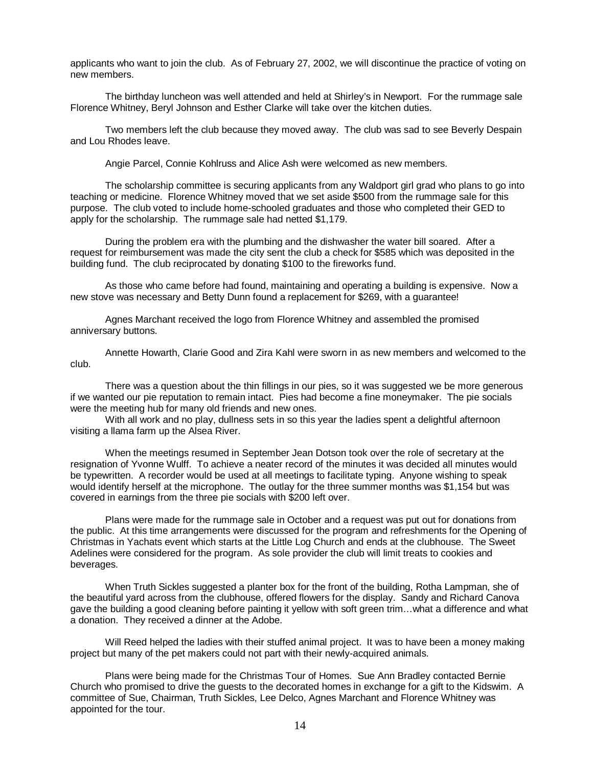applicants who want to join the club. As of February 27, 2002, we will discontinue the practice of voting on new members.

The birthday luncheon was well attended and held at Shirley's in Newport. For the rummage sale Florence Whitney, Beryl Johnson and Esther Clarke will take over the kitchen duties.

Two members left the club because they moved away. The club was sad to see Beverly Despain and Lou Rhodes leave.

Angie Parcel, Connie Kohlruss and Alice Ash were welcomed as new members.

The scholarship committee is securing applicants from any Waldport girl grad who plans to go into teaching or medicine. Florence Whitney moved that we set aside $500 from the rummage sale for this purpose. The club voted to include home-schooled graduates and those who completed their GED to apply for the scholarship. The rummage sale had netted $1,179.

During the problem era with the plumbing and the dishwasher the water bill soared. After a request for reimbursement was made the city sent the club a check for $585 which was deposited in the building fund. The club reciprocated by donating $100 to the fireworks fund.

As those who came before had found, maintaining and operating a building is expensive. Now a new stove was necessary and Betty Dunn found a replacement for $269, with a guarantee!

Agnes Marchant received the logo from Florence Whitney and assembled the promised anniversary buttons.

Annette Howarth, Clarie Good and Zira Kahl were sworn in as new members and welcomed to the club.

There was a question about the thin fillings in our pies, so it was suggested we be more generous if we wanted our pie reputation to remain intact. Pies had become a fine moneymaker. The pie socials were the meeting hub for many old friends and new ones.

With all work and no play, dullness sets in so this year the ladies spent a delightful afternoon visiting a llama farm up the Alsea River.

When the meetings resumed in September Jean Dotson took over the role of secretary at the resignation of Yvonne Wulff. To achieve a neater record of the minutes it was decided all minutes would be typewritten. A recorder would be used at all meetings to facilitate typing. Anyone wishing to speak would identify herself at the microphone. The outlay for the three summer months was $1,154 but was covered in earnings from the three pie socials with $200 left over.

Plans were made for the rummage sale in October and a request was put out for donations from the public. At this time arrangements were discussed for the program and refreshments for the Opening of Christmas in Yachats event which starts at the Little Log Church and ends at the clubhouse. The Sweet Adelines were considered for the program. As sole provider the club will limit treats to cookies and beverages.

When Truth Sickles suggested a planter box for the front of the building, Rotha Lampman, she of the beautiful yard across from the clubhouse, offered flowers for the display. Sandy and Richard Canova gave the building a good cleaning before painting it yellow with soft green trim…what a difference and what a donation. They received a dinner at the Adobe.

Will Reed helped the ladies with their stuffed animal project. It was to have been a money making project but many of the pet makers could not part with their newly-acquired animals.

Plans were being made for the Christmas Tour of Homes. Sue Ann Bradley contacted Bernie Church who promised to drive the guests to the decorated homes in exchange for a gift to the Kidswim. A committee of Sue, Chairman, Truth Sickles, Lee Delco, Agnes Marchant and Florence Whitney was appointed for the tour.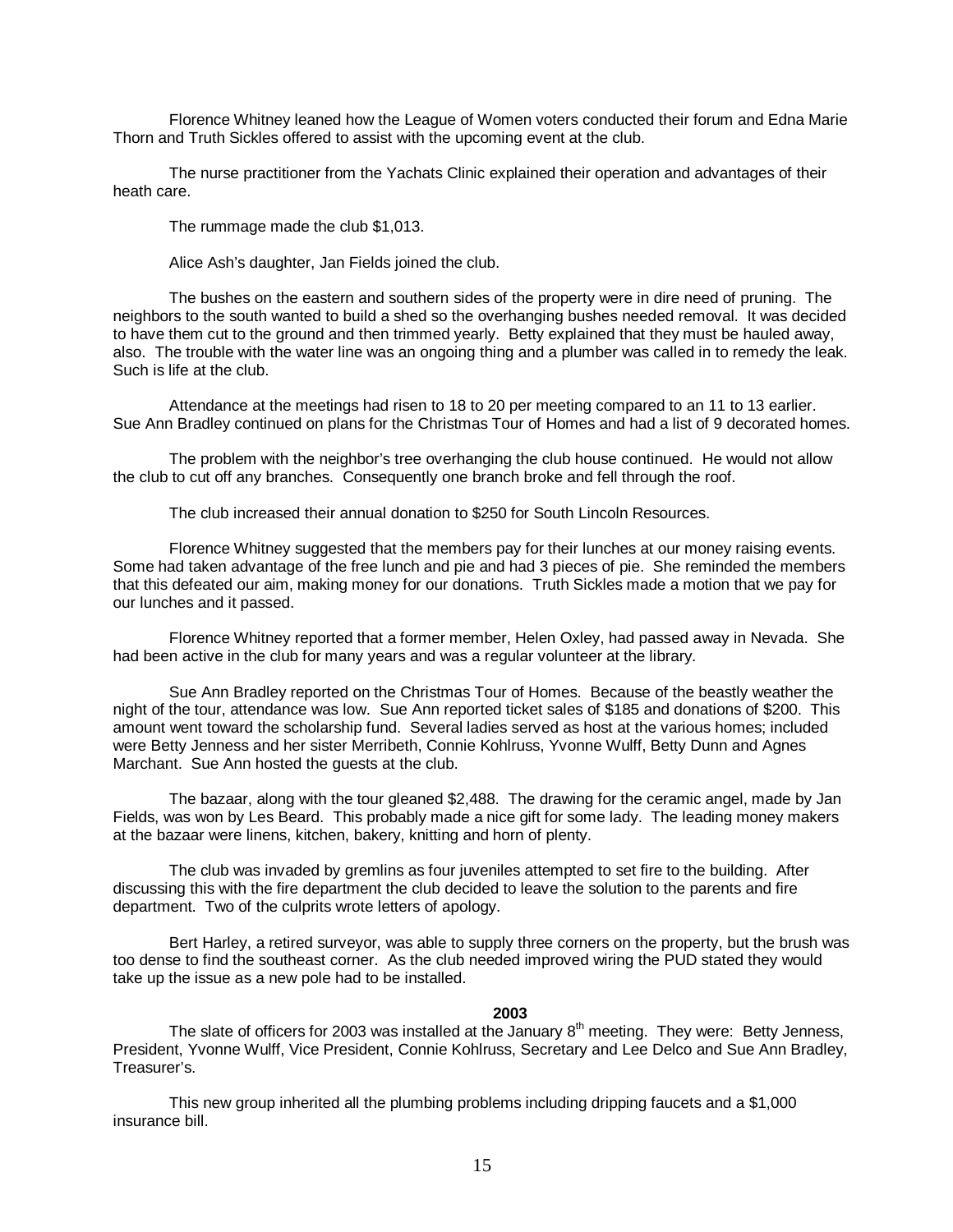Florence Whitney leaned how the League of Women voters conducted their forum and Edna Marie Thorn and Truth Sickles offered to assist with the upcoming event at the club.

The nurse practitioner from the Yachats Clinic explained their operation and advantages of their heath care.

The rummage made the club $1,013.

Alice Ash's daughter, Jan Fields joined the club.

The bushes on the eastern and southern sides of the property were in dire need of pruning. The neighbors to the south wanted to build a shed so the overhanging bushes needed removal. It was decided to have them cut to the ground and then trimmed yearly. Betty explained that they must be hauled away, also. The trouble with the water line was an ongoing thing and a plumber was called in to remedy the leak. Such is life at the club.

Attendance at the meetings had risen to 18 to 20 per meeting compared to an 11 to 13 earlier. Sue Ann Bradley continued on plans for the Christmas Tour of Homes and had a list of 9 decorated homes.

The problem with the neighbor's tree overhanging the club house continued. He would not allow the club to cut off any branches. Consequently one branch broke and fell through the roof.

The club increased their annual donation to $250 for South Lincoln Resources.

Florence Whitney suggested that the members pay for their lunches at our money raising events. Some had taken advantage of the free lunch and pie and had 3 pieces of pie. She reminded the members that this defeated our aim, making money for our donations. Truth Sickles made a motion that we pay for our lunches and it passed.

Florence Whitney reported that a former member, Helen Oxley, had passed away in Nevada. She had been active in the club for many years and was a regular volunteer at the library.

Sue Ann Bradley reported on the Christmas Tour of Homes. Because of the beastly weather the night of the tour, attendance was low. Sue Ann reported ticket sales of $185 and donations of $200. This amount went toward the scholarship fund. Several ladies served as host at the various homes; included were Betty Jenness and her sister Merribeth, Connie Kohlruss, Yvonne Wulff, Betty Dunn and Agnes Marchant. Sue Ann hosted the guests at the club.

The bazaar, along with the tour gleaned $2,488. The drawing for the ceramic angel, made by Jan Fields, was won by Les Beard. This probably made a nice gift for some lady. The leading money makers at the bazaar were linens, kitchen, bakery, knitting and horn of plenty.

The club was invaded by gremlins as four juveniles attempted to set fire to the building. After discussing this with the fire department the club decided to leave the solution to the parents and fire department. Two of the culprits wrote letters of apology.

Bert Harley, a retired surveyor, was able to supply three corners on the property, but the brush was too dense to find the southeast corner. As the club needed improved wiring the PUD stated they would take up the issue as a new pole had to be installed.

**2003**

The slate of officers for 2003 was installed at the January 8th meeting. They were: Betty Jenness, President, Yvonne Wulff, Vice President, Connie Kohlruss, Secretary and Lee Delco and Sue Ann Bradley, Treasurer's.

This new group inherited all the plumbing problems including dripping faucets and a $1,000 insurance bill.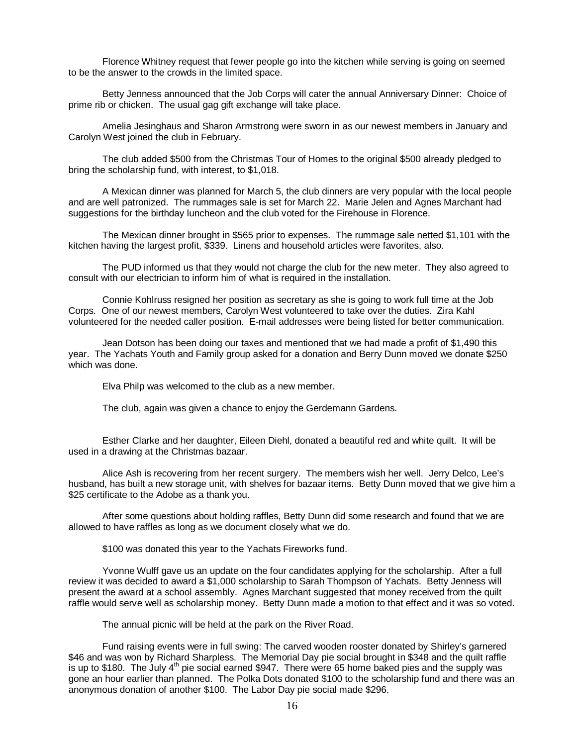Florence Whitney request that fewer people go into the kitchen while serving is going on seemed to be the answer to the crowds in the limited space.

Betty Jenness announced that the Job Corps will cater the annual Anniversary Dinner: Choice of prime rib or chicken. The usual gag gift exchange will take place.

Amelia Jesinghaus and Sharon Armstrong were sworn in as our newest members in January and Carolyn West joined the club in February.

The club added $500 from the Christmas Tour of Homes to the original $500 already pledged to bring the scholarship fund, with interest, to $1,018.

A Mexican dinner was planned for March 5, the club dinners are very popular with the local people and are well patronized. The rummages sale is set for March 22. Marie Jelen and Agnes Marchant had suggestions for the birthday luncheon and the club voted for the Firehouse in Florence.

The Mexican dinner brought in $565 prior to expenses. The rummage sale netted $1,101 with the kitchen having the largest profit, $339. Linens and household articles were favorites, also.

The PUD informed us that they would not charge the club for the new meter. They also agreed to consult with our electrician to inform him of what is required in the installation.

Connie Kohlruss resigned her position as secretary as she is going to work full time at the Job Corps. One of our newest members, Carolyn West volunteered to take over the duties. Zira Kahl volunteered for the needed caller position. E-mail addresses were being listed for better communication.

Jean Dotson has been doing our taxes and mentioned that we had made a profit of $1,490 this year. The Yachats Youth and Family group asked for a donation and Berry Dunn moved we donate $250 which was done.

Elva Philp was welcomed to the club as a new member.

The club, again was given a chance to enjoy the Gerdemann Gardens.

Esther Clarke and her daughter, Eileen Diehl, donated a beautiful red and white quilt. It will be used in a drawing at the Christmas bazaar.

Alice Ash is recovering from her recent surgery. The members wish her well. Jerry Delco, Lee's husband, has built a new storage unit, with shelves for bazaar items. Betty Dunn moved that we give him a $25 certificate to the Adobe as a thank you.

After some questions about holding raffles, Betty Dunn did some research and found that we are allowed to have raffles as long as we document closely what we do.

$100 was donated this year to the Yachats Fireworks fund.

Yvonne Wulff gave us an update on the four candidates applying for the scholarship. After a full review it was decided to award a $1,000 scholarship to Sarah Thompson of Yachats. Betty Jenness will present the award at a school assembly. Agnes Marchant suggested that money received from the quilt raffle would serve well as scholarship money. Betty Dunn made a motion to that effect and it was so voted.

The annual picnic will be held at the park on the River Road.

Fund raising events were in full swing: The carved wooden rooster donated by Shirley's garnered $46 and was won by Richard Sharpless. The Memorial Day pie social brought in $348 and the quilt raffle is up to $180. The July 4th pie social earned $947. There were 65 home baked pies and the supply was gone an hour earlier than planned. The Polka Dots donated $100 to the scholarship fund and there was an anonymous donation of another $100. The Labor Day pie social made $296.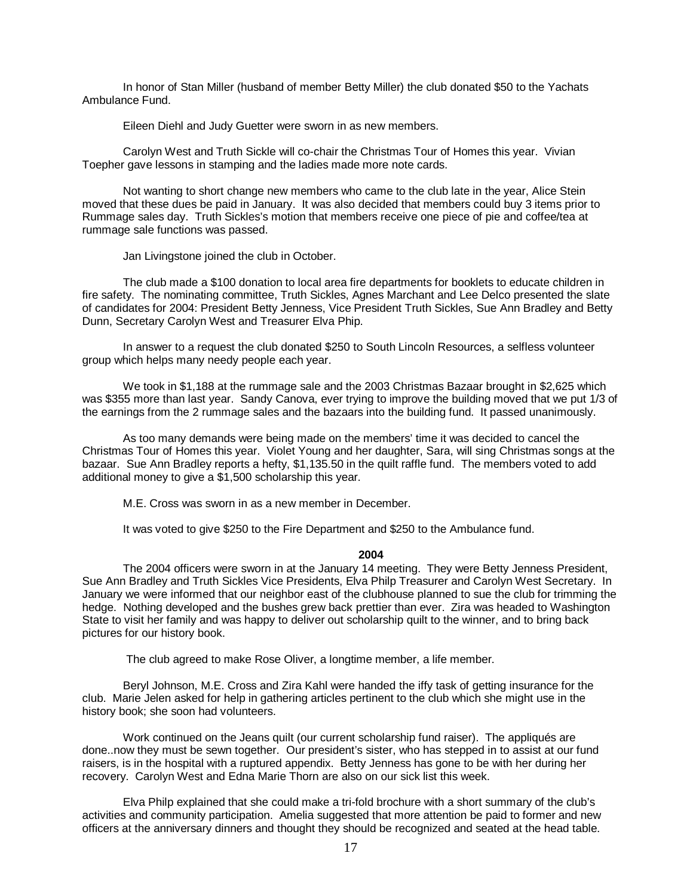In honor of Stan Miller (husband of member Betty Miller) the club donated $50 to the Yachats Ambulance Fund.

Eileen Diehl and Judy Guetter were sworn in as new members.

Carolyn West and Truth Sickle will co-chair the Christmas Tour of Homes this year. Vivian Toepher gave lessons in stamping and the ladies made more note cards.

Not wanting to short change new members who came to the club late in the year, Alice Stein moved that these dues be paid in January. It was also decided that members could buy 3 items prior to Rummage sales day. Truth Sickles's motion that members receive one piece of pie and coffee/tea at rummage sale functions was passed.

Jan Livingstone joined the club in October.

The club made a $100 donation to local area fire departments for booklets to educate children in fire safety. The nominating committee, Truth Sickles, Agnes Marchant and Lee Delco presented the slate of candidates for 2004: President Betty Jenness, Vice President Truth Sickles, Sue Ann Bradley and Betty Dunn, Secretary Carolyn West and Treasurer Elva Phip.

In answer to a request the club donated $250 to South Lincoln Resources, a selfless volunteer group which helps many needy people each year.

We took in $1,188 at the rummage sale and the 2003 Christmas Bazaar brought in $2,625 which was $355 more than last year. Sandy Canova, ever trying to improve the building moved that we put 1/3 of the earnings from the 2 rummage sales and the bazaars into the building fund. It passed unanimously.

As too many demands were being made on the members' time it was decided to cancel the Christmas Tour of Homes this year. Violet Young and her daughter, Sara, will sing Christmas songs at the bazaar. Sue Ann Bradley reports a hefty, $1,135.50 in the quilt raffle fund. The members voted to add additional money to give a $1,500 scholarship this year.

M.E. Cross was sworn in as a new member in December.

It was voted to give $250 to the Fire Department and $250 to the Ambulance fund.

**2004**

The 2004 officers were sworn in at the January 14 meeting. They were Betty Jenness President, Sue Ann Bradley and Truth Sickles Vice Presidents, Elva Philp Treasurer and Carolyn West Secretary. In January we were informed that our neighbor east of the clubhouse planned to sue the club for trimming the hedge. Nothing developed and the bushes grew back prettier than ever. Zira was headed to Washington State to visit her family and was happy to deliver out scholarship quilt to the winner, and to bring back pictures for our history book.

The club agreed to make Rose Oliver, a longtime member, a life member.

Beryl Johnson, M.E. Cross and Zira Kahl were handed the iffy task of getting insurance for the club. Marie Jelen asked for help in gathering articles pertinent to the club which she might use in the history book; she soon had volunteers.

Work continued on the Jeans quilt (our current scholarship fund raiser). The appliqués are done..now they must be sewn together. Our president's sister, who has stepped in to assist at our fund raisers, is in the hospital with a ruptured appendix. Betty Jenness has gone to be with her during her recovery. Carolyn West and Edna Marie Thorn are also on our sick list this week.

Elva Philp explained that she could make a tri-fold brochure with a short summary of the club's activities and community participation. Amelia suggested that more attention be paid to former and new officers at the anniversary dinners and thought they should be recognized and seated at the head table.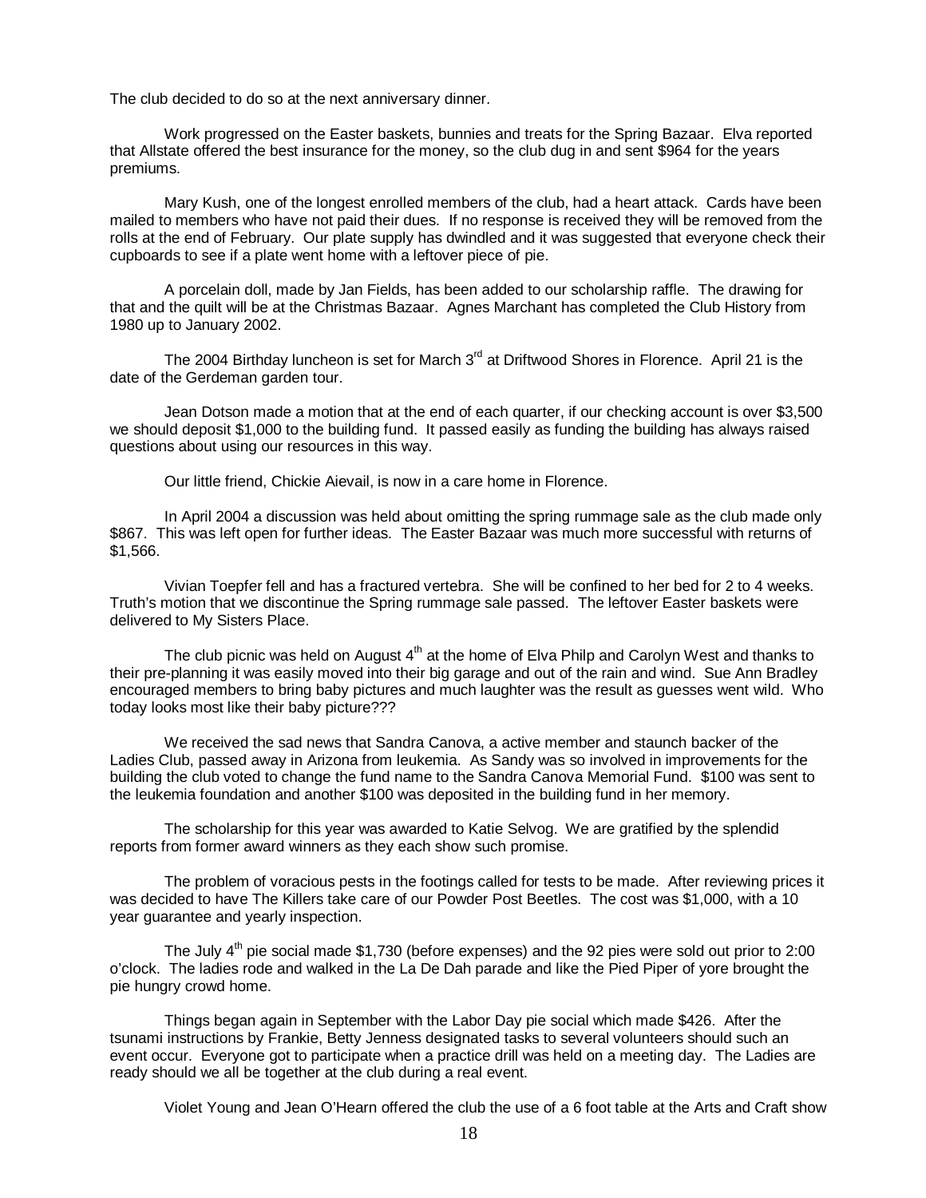The club decided to do so at the next anniversary dinner.

Work progressed on the Easter baskets, bunnies and treats for the Spring Bazaar. Elva reported that Allstate offered the best insurance for the money, so the club dug in and sent $964 for the years premiums.

Mary Kush, one of the longest enrolled members of the club, had a heart attack. Cards have been mailed to members who have not paid their dues. If no response is received they will be removed from the rolls at the end of February. Our plate supply has dwindled and it was suggested that everyone check their cupboards to see if a plate went home with a leftover piece of pie.

A porcelain doll, made by Jan Fields, has been added to our scholarship raffle. The drawing for that and the quilt will be at the Christmas Bazaar. Agnes Marchant has completed the Club History from 1980 up to January 2002.

The 2004 Birthday luncheon is set for March 3rd at Driftwood Shores in Florence. April 21 is the date of the Gerdeman garden tour.

Jean Dotson made a motion that at the end of each quarter, if our checking account is over $3,500 we should deposit $1,000 to the building fund. It passed easily as funding the building has always raised questions about using our resources in this way.

Our little friend, Chickie Aievail, is now in a care home in Florence.

In April 2004 a discussion was held about omitting the spring rummage sale as the club made only $867. This was left open for further ideas. The Easter Bazaar was much more successful with returns of $1,566.

Vivian Toepfer fell and has a fractured vertebra. She will be confined to her bed for 2 to 4 weeks. Truth's motion that we discontinue the Spring rummage sale passed. The leftover Easter baskets were delivered to My Sisters Place.

The club picnic was held on August 4th at the home of Elva Philp and Carolyn West and thanks to their pre-planning it was easily moved into their big garage and out of the rain and wind. Sue Ann Bradley encouraged members to bring baby pictures and much laughter was the result as guesses went wild. Who today looks most like their baby picture???

We received the sad news that Sandra Canova, a active member and staunch backer of the Ladies Club, passed away in Arizona from leukemia. As Sandy was so involved in improvements for the building the club voted to change the fund name to the Sandra Canova Memorial Fund. $100 was sent to the leukemia foundation and another $100 was deposited in the building fund in her memory.

The scholarship for this year was awarded to Katie Selvog. We are gratified by the splendid reports from former award winners as they each show such promise.

The problem of voracious pests in the footings called for tests to be made. After reviewing prices it was decided to have The Killers take care of our Powder Post Beetles. The cost was $1,000, with a 10 year guarantee and yearly inspection.

The July 4th pie social made $1,730 (before expenses) and the 92 pies were sold out prior to 2:00 o'clock. The ladies rode and walked in the La De Dah parade and like the Pied Piper of yore brought the pie hungry crowd home.

Things began again in September with the Labor Day pie social which made $426. After the tsunami instructions by Frankie, Betty Jenness designated tasks to several volunteers should such an event occur. Everyone got to participate when a practice drill was held on a meeting day. The Ladies are ready should we all be together at the club during a real event.

Violet Young and Jean O'Hearn offered the club the use of a 6 foot table at the Arts and Craft show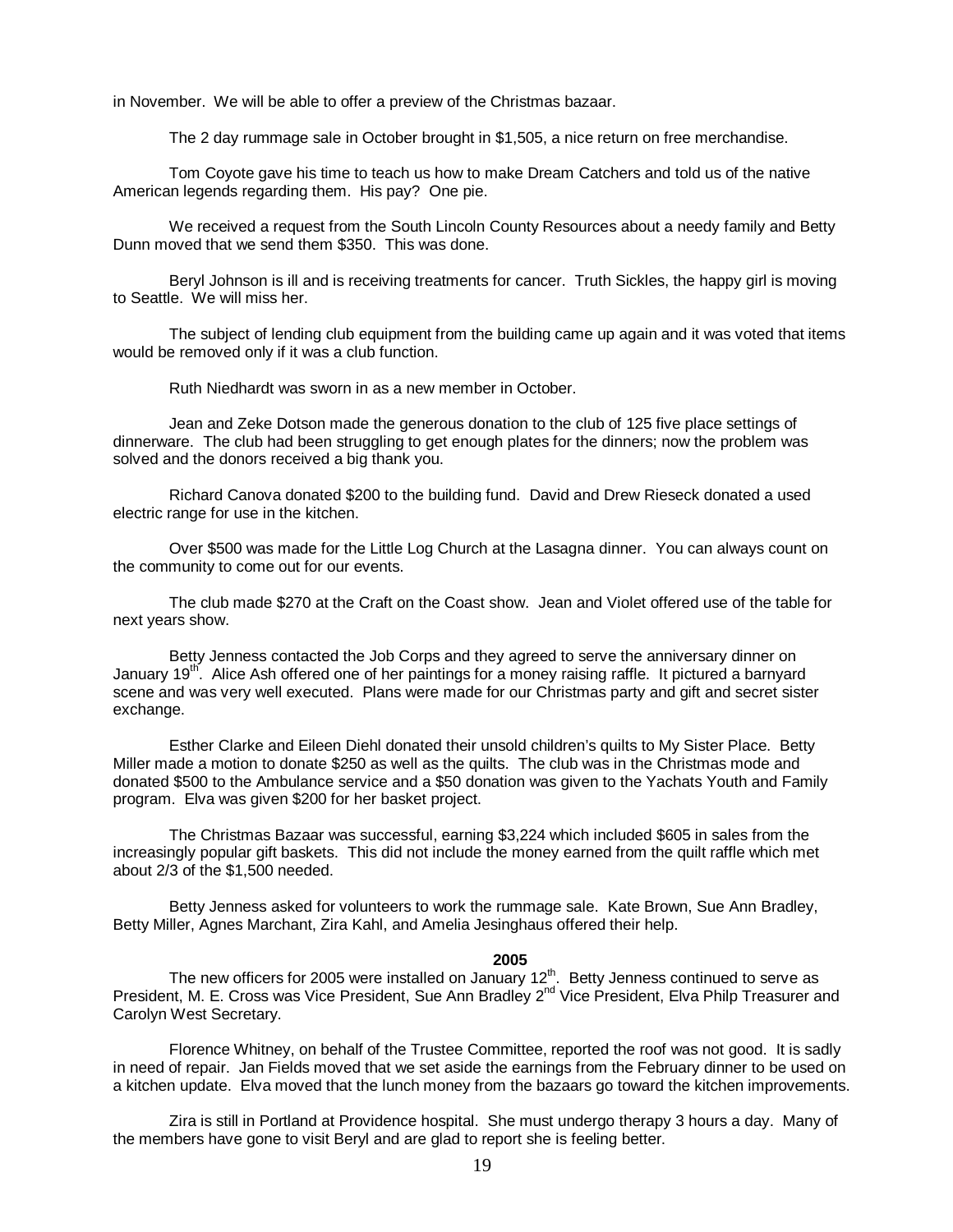in November. We will be able to offer a preview of the Christmas bazaar.

The 2 day rummage sale in October brought in $1,505, a nice return on free merchandise.

Tom Coyote gave his time to teach us how to make Dream Catchers and told us of the native American legends regarding them. His pay? One pie.

We received a request from the South Lincoln County Resources about a needy family and Betty Dunn moved that we send them $350. This was done.

Beryl Johnson is ill and is receiving treatments for cancer. Truth Sickles, the happy girl is moving to Seattle. We will miss her.

The subject of lending club equipment from the building came up again and it was voted that items would be removed only if it was a club function.

Ruth Niedhardt was sworn in as a new member in October.

Jean and Zeke Dotson made the generous donation to the club of 125 five place settings of dinnerware. The club had been struggling to get enough plates for the dinners; now the problem was solved and the donors received a big thank you.

Richard Canova donated $200 to the building fund. David and Drew Rieseck donated a used electric range for use in the kitchen.

Over $500 was made for the Little Log Church at the Lasagna dinner. You can always count on the community to come out for our events.

The club made $270 at the Craft on the Coast show. Jean and Violet offered use of the table for next years show.

Betty Jenness contacted the Job Corps and they agreed to serve the anniversary dinner on January 19th. Alice Ash offered one of her paintings for a money raising raffle. It pictured a barnyard scene and was very well executed. Plans were made for our Christmas party and gift and secret sister exchange.

Esther Clarke and Eileen Diehl donated their unsold children's quilts to My Sister Place. Betty Miller made a motion to donate $250 as well as the quilts. The club was in the Christmas mode and donated $500 to the Ambulance service and a $50 donation was given to the Yachats Youth and Family program. Elva was given $200 for her basket project.

The Christmas Bazaar was successful, earning $3,224 which included $605 in sales from the increasingly popular gift baskets. This did not include the money earned from the quilt raffle which met about 2/3 of the $1,500 needed.

Betty Jenness asked for volunteers to work the rummage sale. Kate Brown, Sue Ann Bradley, Betty Miller, Agnes Marchant, Zira Kahl, and Amelia Jesinghaus offered their help.

## 2005

The new officers for 2005 were installed on January 12th. Betty Jenness continued to serve as President, M. E. Cross was Vice President, Sue Ann Bradley 2nd Vice President, Elva Philp Treasurer and Carolyn West Secretary.

Florence Whitney, on behalf of the Trustee Committee, reported the roof was not good. It is sadly in need of repair. Jan Fields moved that we set aside the earnings from the February dinner to be used on a kitchen update. Elva moved that the lunch money from the bazaars go toward the kitchen improvements.

Zira is still in Portland at Providence hospital. She must undergo therapy 3 hours a day. Many of the members have gone to visit Beryl and are glad to report she is feeling better.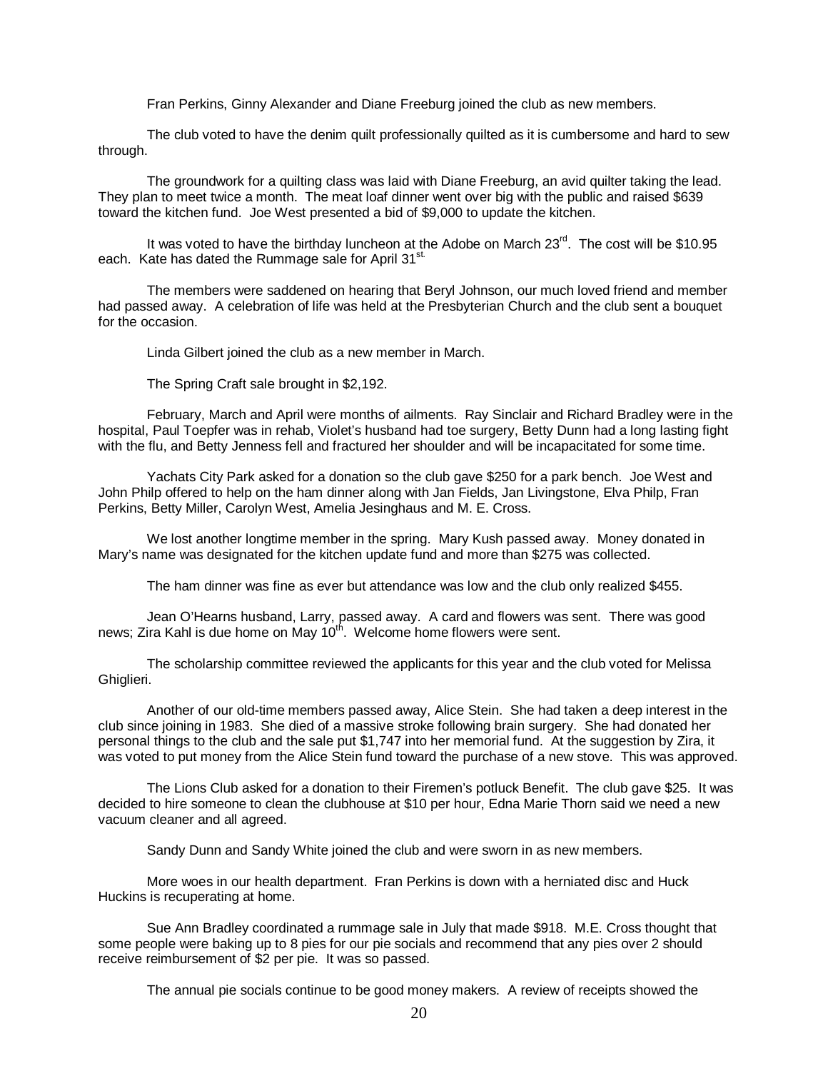Fran Perkins, Ginny Alexander and Diane Freeburg joined the club as new members.

The club voted to have the denim quilt professionally quilted as it is cumbersome and hard to sew through.

The groundwork for a quilting class was laid with Diane Freeburg, an avid quilter taking the lead. They plan to meet twice a month. The meat loaf dinner went over big with the public and raised $639 toward the kitchen fund. Joe West presented a bid of $9,000 to update the kitchen.

It was voted to have the birthday luncheon at the Adobe on March 23rd. The cost will be $10.95 each. Kate has dated the Rummage sale for April 31st.

The members were saddened on hearing that Beryl Johnson, our much loved friend and member had passed away. A celebration of life was held at the Presbyterian Church and the club sent a bouquet for the occasion.

Linda Gilbert joined the club as a new member in March.

The Spring Craft sale brought in $2,192.

February, March and April were months of ailments. Ray Sinclair and Richard Bradley were in the hospital, Paul Toepfer was in rehab, Violet's husband had toe surgery, Betty Dunn had a long lasting fight with the flu, and Betty Jenness fell and fractured her shoulder and will be incapacitated for some time.

Yachats City Park asked for a donation so the club gave $250 for a park bench. Joe West and John Philp offered to help on the ham dinner along with Jan Fields, Jan Livingstone, Elva Philp, Fran Perkins, Betty Miller, Carolyn West, Amelia Jesinghaus and M. E. Cross.

We lost another longtime member in the spring. Mary Kush passed away. Money donated in Mary's name was designated for the kitchen update fund and more than $275 was collected.

The ham dinner was fine as ever but attendance was low and the club only realized $455.

Jean O'Hearns husband, Larry, passed away. A card and flowers was sent. There was good news; Zira Kahl is due home on May 10th. Welcome home flowers were sent.

The scholarship committee reviewed the applicants for this year and the club voted for Melissa Ghiglieri.

Another of our old-time members passed away, Alice Stein. She had taken a deep interest in the club since joining in 1983. She died of a massive stroke following brain surgery. She had donated her personal things to the club and the sale put $1,747 into her memorial fund. At the suggestion by Zira, it was voted to put money from the Alice Stein fund toward the purchase of a new stove. This was approved.

The Lions Club asked for a donation to their Firemen's potluck Benefit. The club gave $25. It was decided to hire someone to clean the clubhouse at $10 per hour, Edna Marie Thorn said we need a new vacuum cleaner and all agreed.

Sandy Dunn and Sandy White joined the club and were sworn in as new members.

More woes in our health department. Fran Perkins is down with a herniated disc and Huck Huckins is recuperating at home.

Sue Ann Bradley coordinated a rummage sale in July that made $918. M.E. Cross thought that some people were baking up to 8 pies for our pie socials and recommend that any pies over 2 should receive reimbursement of $2 per pie. It was so passed.

The annual pie socials continue to be good money makers. A review of receipts showed the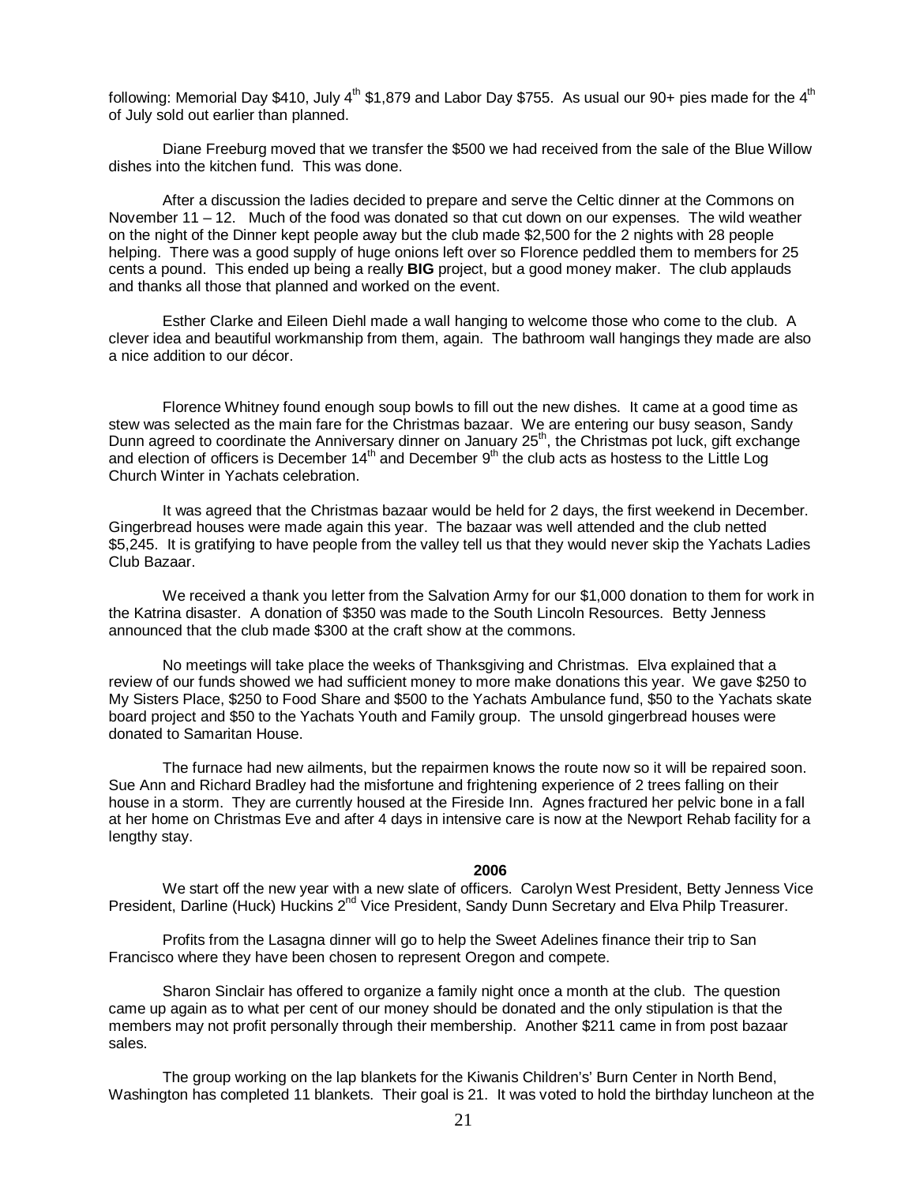following: Memorial Day $410, July 4th $1,879 and Labor Day $755. As usual our 90+ pies made for the 4th of July sold out earlier than planned.

Diane Freeburg moved that we transfer the $500 we had received from the sale of the Blue Willow dishes into the kitchen fund. This was done.

After a discussion the ladies decided to prepare and serve the Celtic dinner at the Commons on November 11 – 12. Much of the food was donated so that cut down on our expenses. The wild weather on the night of the Dinner kept people away but the club made $2,500 for the 2 nights with 28 people helping. There was a good supply of huge onions left over so Florence peddled them to members for 25 cents a pound. This ended up being a really **BIG** project, but a good money maker. The club applauds and thanks all those that planned and worked on the event.

Esther Clarke and Eileen Diehl made a wall hanging to welcome those who come to the club. A clever idea and beautiful workmanship from them, again. The bathroom wall hangings they made are also a nice addition to our décor.

Florence Whitney found enough soup bowls to fill out the new dishes. It came at a good time as stew was selected as the main fare for the Christmas bazaar. We are entering our busy season, Sandy Dunn agreed to coordinate the Anniversary dinner on January 25th, the Christmas pot luck, gift exchange and election of officers is December 14th and December 9th the club acts as hostess to the Little Log Church Winter in Yachats celebration.

It was agreed that the Christmas bazaar would be held for 2 days, the first weekend in December. Gingerbread houses were made again this year. The bazaar was well attended and the club netted $5,245. It is gratifying to have people from the valley tell us that they would never skip the Yachats Ladies Club Bazaar.

We received a thank you letter from the Salvation Army for our $1,000 donation to them for work in the Katrina disaster. A donation of $350 was made to the South Lincoln Resources. Betty Jenness announced that the club made $300 at the craft show at the commons.

No meetings will take place the weeks of Thanksgiving and Christmas. Elva explained that a review of our funds showed we had sufficient money to more make donations this year. We gave $250 to My Sisters Place, $250 to Food Share and $500 to the Yachats Ambulance fund, $50 to the Yachats skate board project and $50 to the Yachats Youth and Family group. The unsold gingerbread houses were donated to Samaritan House.

The furnace had new ailments, but the repairmen knows the route now so it will be repaired soon. Sue Ann and Richard Bradley had the misfortune and frightening experience of 2 trees falling on their house in a storm. They are currently housed at the Fireside Inn. Agnes fractured her pelvic bone in a fall at her home on Christmas Eve and after 4 days in intensive care is now at the Newport Rehab facility for a lengthy stay.

## 2006

We start off the new year with a new slate of officers. Carolyn West President, Betty Jenness Vice President, Darline (Huck) Huckins 2nd Vice President, Sandy Dunn Secretary and Elva Philp Treasurer.

Profits from the Lasagna dinner will go to help the Sweet Adelines finance their trip to San Francisco where they have been chosen to represent Oregon and compete.

Sharon Sinclair has offered to organize a family night once a month at the club. The question came up again as to what per cent of our money should be donated and the only stipulation is that the members may not profit personally through their membership. Another $211 came in from post bazaar sales.

The group working on the lap blankets for the Kiwanis Children's' Burn Center in North Bend, Washington has completed 11 blankets. Their goal is 21. It was voted to hold the birthday luncheon at the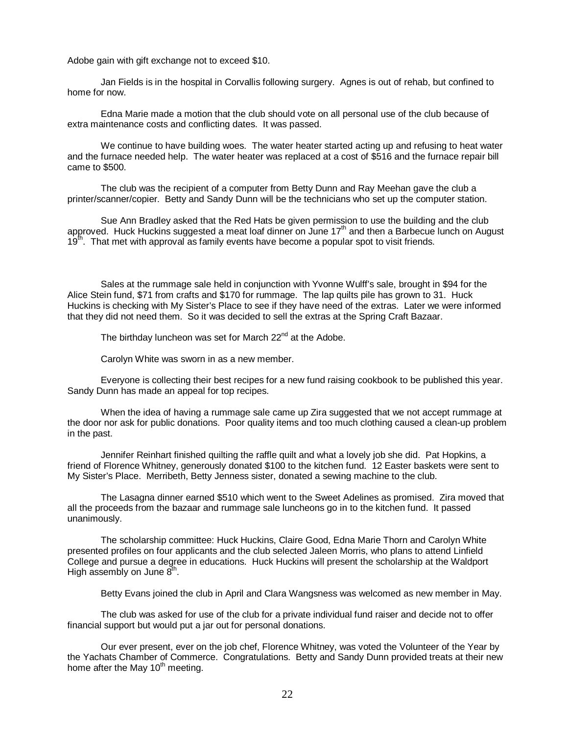Adobe gain with gift exchange not to exceed $10.

Jan Fields is in the hospital in Corvallis following surgery. Agnes is out of rehab, but confined to home for now.

Edna Marie made a motion that the club should vote on all personal use of the club because of extra maintenance costs and conflicting dates. It was passed.

We continue to have building woes. The water heater started acting up and refusing to heat water and the furnace needed help. The water heater was replaced at a cost of $516 and the furnace repair bill came to $500.

The club was the recipient of a computer from Betty Dunn and Ray Meehan gave the club a printer/scanner/copier. Betty and Sandy Dunn will be the technicians who set up the computer station.

Sue Ann Bradley asked that the Red Hats be given permission to use the building and the club approved. Huck Huckins suggested a meat loaf dinner on June 17th and then a Barbecue lunch on August 19th. That met with approval as family events have become a popular spot to visit friends.

Sales at the rummage sale held in conjunction with Yvonne Wulff's sale, brought in $94 for the Alice Stein fund, $71 from crafts and $170 for rummage. The lap quilts pile has grown to 31. Huck Huckins is checking with My Sister's Place to see if they have need of the extras. Later we were informed that they did not need them. So it was decided to sell the extras at the Spring Craft Bazaar.

The birthday luncheon was set for March 22nd at the Adobe.

Carolyn White was sworn in as a new member.

Everyone is collecting their best recipes for a new fund raising cookbook to be published this year. Sandy Dunn has made an appeal for top recipes.

When the idea of having a rummage sale came up Zira suggested that we not accept rummage at the door nor ask for public donations. Poor quality items and too much clothing caused a clean-up problem in the past.

Jennifer Reinhart finished quilting the raffle quilt and what a lovely job she did. Pat Hopkins, a friend of Florence Whitney, generously donated $100 to the kitchen fund. 12 Easter baskets were sent to My Sister's Place. Merribeth, Betty Jenness sister, donated a sewing machine to the club.

The Lasagna dinner earned $510 which went to the Sweet Adelines as promised. Zira moved that all the proceeds from the bazaar and rummage sale luncheons go in to the kitchen fund. It passed unanimously.

The scholarship committee: Huck Huckins, Claire Good, Edna Marie Thorn and Carolyn White presented profiles on four applicants and the club selected Jaleen Morris, who plans to attend Linfield College and pursue a degree in educations. Huck Huckins will present the scholarship at the Waldport High assembly on June 8th.

Betty Evans joined the club in April and Clara Wangsness was welcomed as new member in May.

The club was asked for use of the club for a private individual fund raiser and decide not to offer financial support but would put a jar out for personal donations.

Our ever present, ever on the job chef, Florence Whitney, was voted the Volunteer of the Year by the Yachats Chamber of Commerce. Congratulations. Betty and Sandy Dunn provided treats at their new home after the May 10th meeting.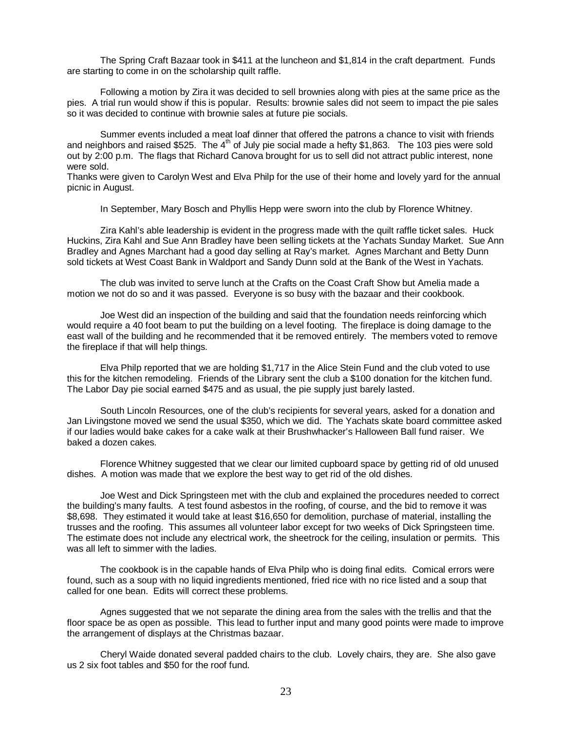The Spring Craft Bazaar took in \$411 at the luncheon and \$1,814 in the craft department. Funds are starting to come in on the scholarship quilt raffle.

Following a motion by Zira it was decided to sell brownies along with pies at the same price as the pies. A trial run would show if this is popular. Results: brownie sales did not seem to impact the pie sales so it was decided to continue with brownie sales at future pie socials.

Summer events included a meat loaf dinner that offered the patrons a chance to visit with friends and neighbors and raised \$525. The 4th of July pie social made a hefty \$1,863. The 103 pies were sold out by 2:00 p.m. The flags that Richard Canova brought for us to sell did not attract public interest, none were sold.

Thanks were given to Carolyn West and Elva Philp for the use of their home and lovely yard for the annual picnic in August.

In September, Mary Bosch and Phyllis Hepp were sworn into the club by Florence Whitney.

Zira Kahl's able leadership is evident in the progress made with the quilt raffle ticket sales. Huck Huckins, Zira Kahl and Sue Ann Bradley have been selling tickets at the Yachats Sunday Market. Sue Ann Bradley and Agnes Marchant had a good day selling at Ray's market. Agnes Marchant and Betty Dunn sold tickets at West Coast Bank in Waldport and Sandy Dunn sold at the Bank of the West in Yachats.

The club was invited to serve lunch at the Crafts on the Coast Craft Show but Amelia made a motion we not do so and it was passed. Everyone is so busy with the bazaar and their cookbook.

Joe West did an inspection of the building and said that the foundation needs reinforcing which would require a 40 foot beam to put the building on a level footing. The fireplace is doing damage to the east wall of the building and he recommended that it be removed entirely. The members voted to remove the fireplace if that will help things.

Elva Philp reported that we are holding \$1,717 in the Alice Stein Fund and the club voted to use this for the kitchen remodeling. Friends of the Library sent the club a \$100 donation for the kitchen fund. The Labor Day pie social earned \$475 and as usual, the pie supply just barely lasted.

South Lincoln Resources, one of the club's recipients for several years, asked for a donation and Jan Livingstone moved we send the usual \$350, which we did. The Yachats skate board committee asked if our ladies would bake cakes for a cake walk at their Brushwhacker's Halloween Ball fund raiser. We baked a dozen cakes.

Florence Whitney suggested that we clear our limited cupboard space by getting rid of old unused dishes. A motion was made that we explore the best way to get rid of the old dishes.

Joe West and Dick Springsteen met with the club and explained the procedures needed to correct the building's many faults. A test found asbestos in the roofing, of course, and the bid to remove it was \$8,698. They estimated it would take at least \$16,650 for demolition, purchase of material, installing the trusses and the roofing. This assumes all volunteer labor except for two weeks of Dick Springsteen time. The estimate does not include any electrical work, the sheetrock for the ceiling, insulation or permits. This was all left to simmer with the ladies.

The cookbook is in the capable hands of Elva Philp who is doing final edits. Comical errors were found, such as a soup with no liquid ingredients mentioned, fried rice with no rice listed and a soup that called for one bean. Edits will correct these problems.

Agnes suggested that we not separate the dining area from the sales with the trellis and that the floor space be as open as possible. This lead to further input and many good points were made to improve the arrangement of displays at the Christmas bazaar.

Cheryl Waide donated several padded chairs to the club. Lovely chairs, they are. She also gave us 2 six foot tables and \$50 for the roof fund.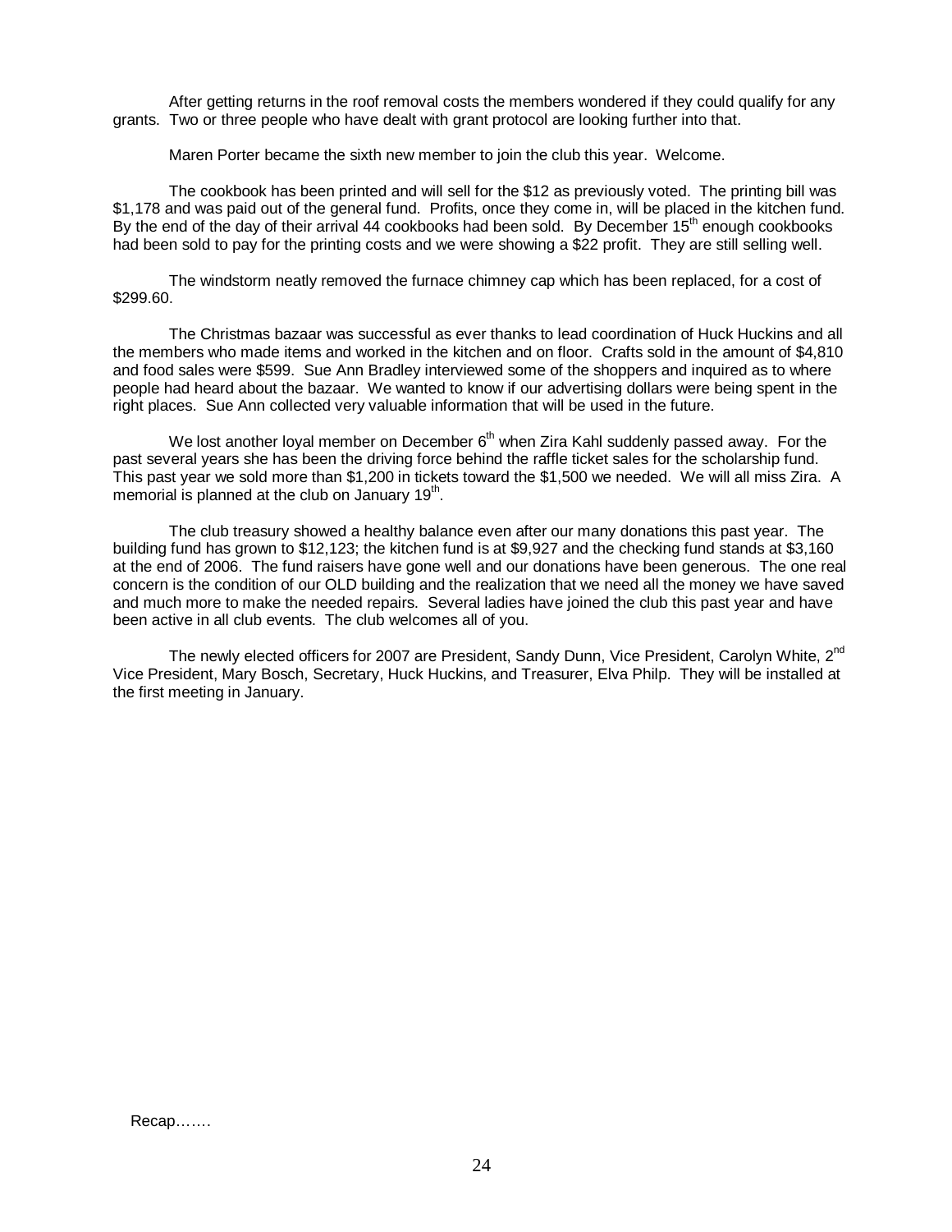After getting returns in the roof removal costs the members wondered if they could qualify for any grants. Two or three people who have dealt with grant protocol are looking further into that.

Maren Porter became the sixth new member to join the club this year. Welcome.

The cookbook has been printed and will sell for the $12 as previously voted. The printing bill was $1,178 and was paid out of the general fund. Profits, once they come in, will be placed in the kitchen fund. By the end of the day of their arrival 44 cookbooks had been sold. By December 15th enough cookbooks had been sold to pay for the printing costs and we were showing a $22 profit. They are still selling well.

The windstorm neatly removed the furnace chimney cap which has been replaced, for a cost of $299.60.

The Christmas bazaar was successful as ever thanks to lead coordination of Huck Huckins and all the members who made items and worked in the kitchen and on floor. Crafts sold in the amount of $4,810 and food sales were $599. Sue Ann Bradley interviewed some of the shoppers and inquired as to where people had heard about the bazaar. We wanted to know if our advertising dollars were being spent in the right places. Sue Ann collected very valuable information that will be used in the future.

We lost another loyal member on December 6th when Zira Kahl suddenly passed away. For the past several years she has been the driving force behind the raffle ticket sales for the scholarship fund. This past year we sold more than $1,200 in tickets toward the $1,500 we needed. We will all miss Zira. A memorial is planned at the club on January 19th.

The club treasury showed a healthy balance even after our many donations this past year. The building fund has grown to $12,123; the kitchen fund is at $9,927 and the checking fund stands at $3,160 at the end of 2006. The fund raisers have gone well and our donations have been generous. The one real concern is the condition of our OLD building and the realization that we need all the money we have saved and much more to make the needed repairs. Several ladies have joined the club this past year and have been active in all club events. The club welcomes all of you.

The newly elected officers for 2007 are President, Sandy Dunn, Vice President, Carolyn White, 2nd Vice President, Mary Bosch, Secretary, Huck Huckins, and Treasurer, Elva Philp. They will be installed at the first meeting in January.

Recap…….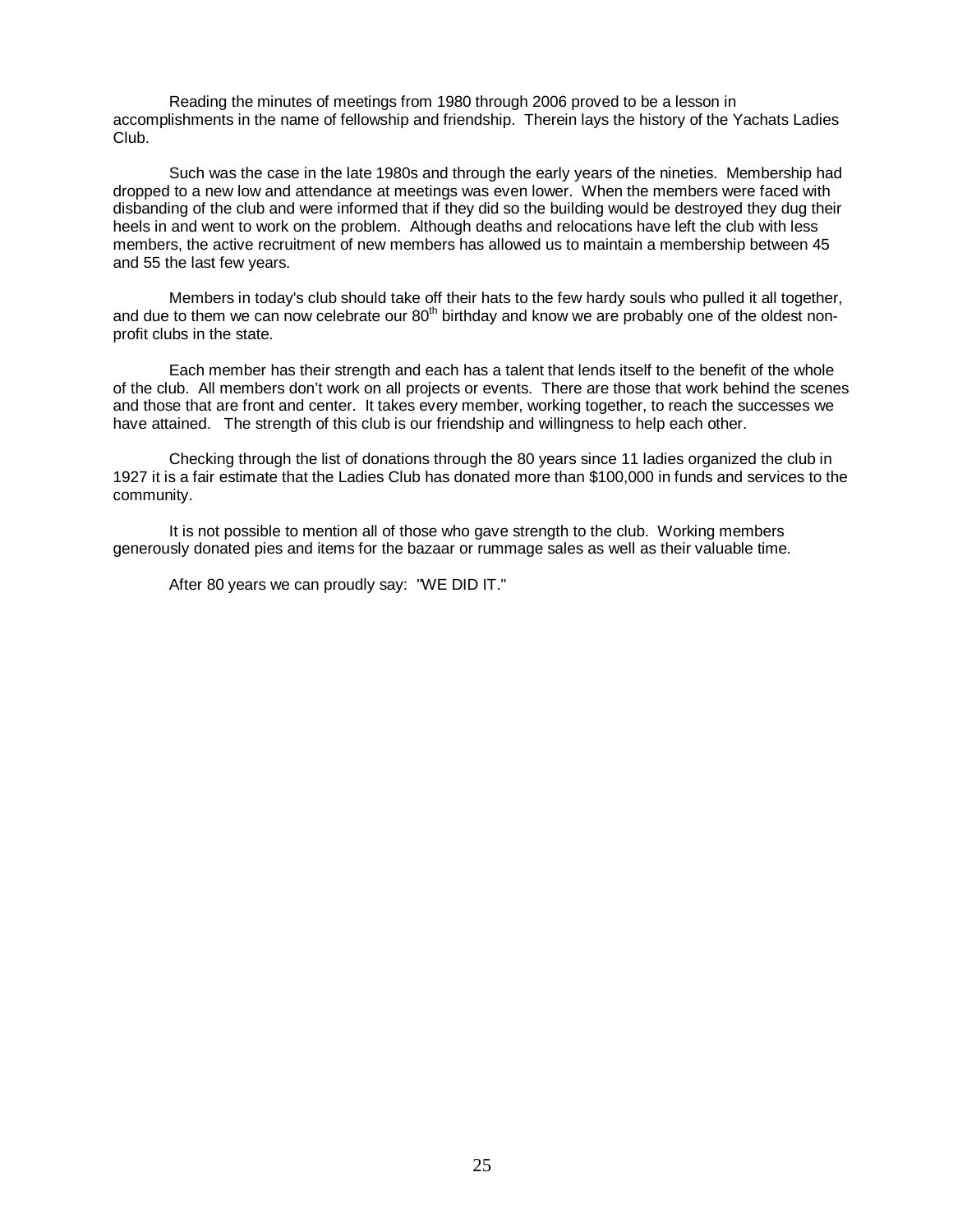Reading the minutes of meetings from 1980 through 2006 proved to be a lesson in accomplishments in the name of fellowship and friendship. Therein lays the history of the Yachats Ladies Club.

Such was the case in the late 1980s and through the early years of the nineties. Membership had dropped to a new low and attendance at meetings was even lower. When the members were faced with disbanding of the club and were informed that if they did so the building would be destroyed they dug their heels in and went to work on the problem. Although deaths and relocations have left the club with less members, the active recruitment of new members has allowed us to maintain a membership between 45 and 55 the last few years.

Members in today's club should take off their hats to the few hardy souls who pulled it all together, and due to them we can now celebrate our 80th birthday and know we are probably one of the oldest non-profit clubs in the state.

Each member has their strength and each has a talent that lends itself to the benefit of the whole of the club. All members don't work on all projects or events. There are those that work behind the scenes and those that are front and center. It takes every member, working together, to reach the successes we have attained. The strength of this club is our friendship and willingness to help each other.

Checking through the list of donations through the 80 years since 11 ladies organized the club in 1927 it is a fair estimate that the Ladies Club has donated more than $100,000 in funds and services to the community.

It is not possible to mention all of those who gave strength to the club. Working members generously donated pies and items for the bazaar or rummage sales as well as their valuable time.

After 80 years we can proudly say: "WE DID IT."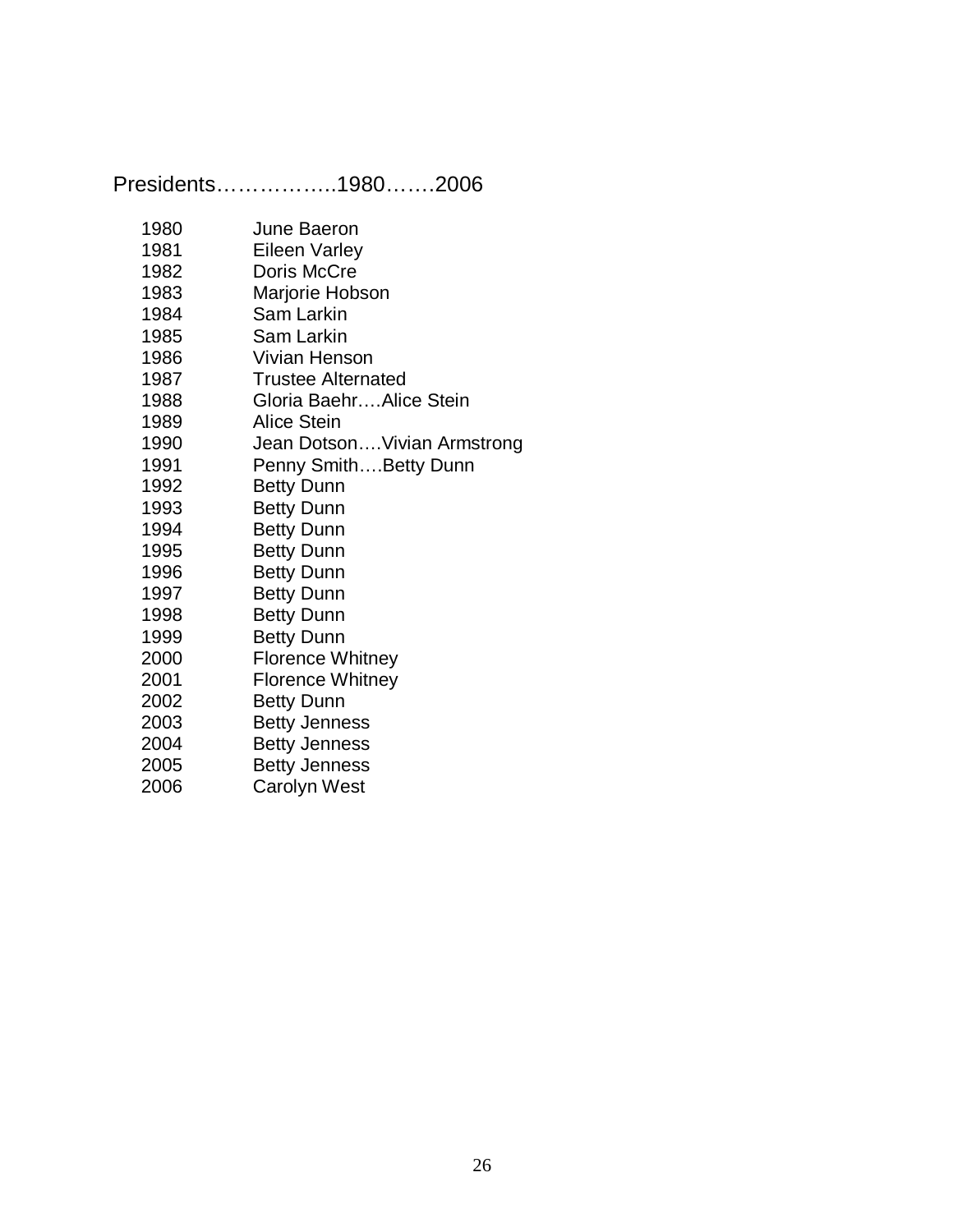## Presidents……………..1980…….2006

| | |
|---|---|
| 1980 | June Baeron |
| 1981 | Eileen Varley |
| 1982 | Doris McCre |
| 1983 | Marjorie Hobson |
| 1984 | Sam Larkin |
| 1985 | Sam Larkin |
| 1986 | Vivian Henson |
| 1987 | Trustee Alternated |
| 1988 | Gloria Baehr….Alice Stein |
| 1989 | Alice Stein |
| 1990 | Jean Dotson….Vivian Armstrong |
| 1991 | Penny Smith….Betty Dunn |
| 1992 | Betty Dunn |
| 1993 | Betty Dunn |
| 1994 | Betty Dunn |
| 1995 | Betty Dunn |
| 1996 | Betty Dunn |
| 1997 | Betty Dunn |
| 1998 | Betty Dunn |
| 1999 | Betty Dunn |
| 2000 | Florence Whitney |
| 2001 | Florence Whitney |
| 2002 | Betty Dunn |
| 2003 | Betty Jenness |
| 2004 | Betty Jenness |
| 2005 | Betty Jenness |
| 2006 | Carolyn West |